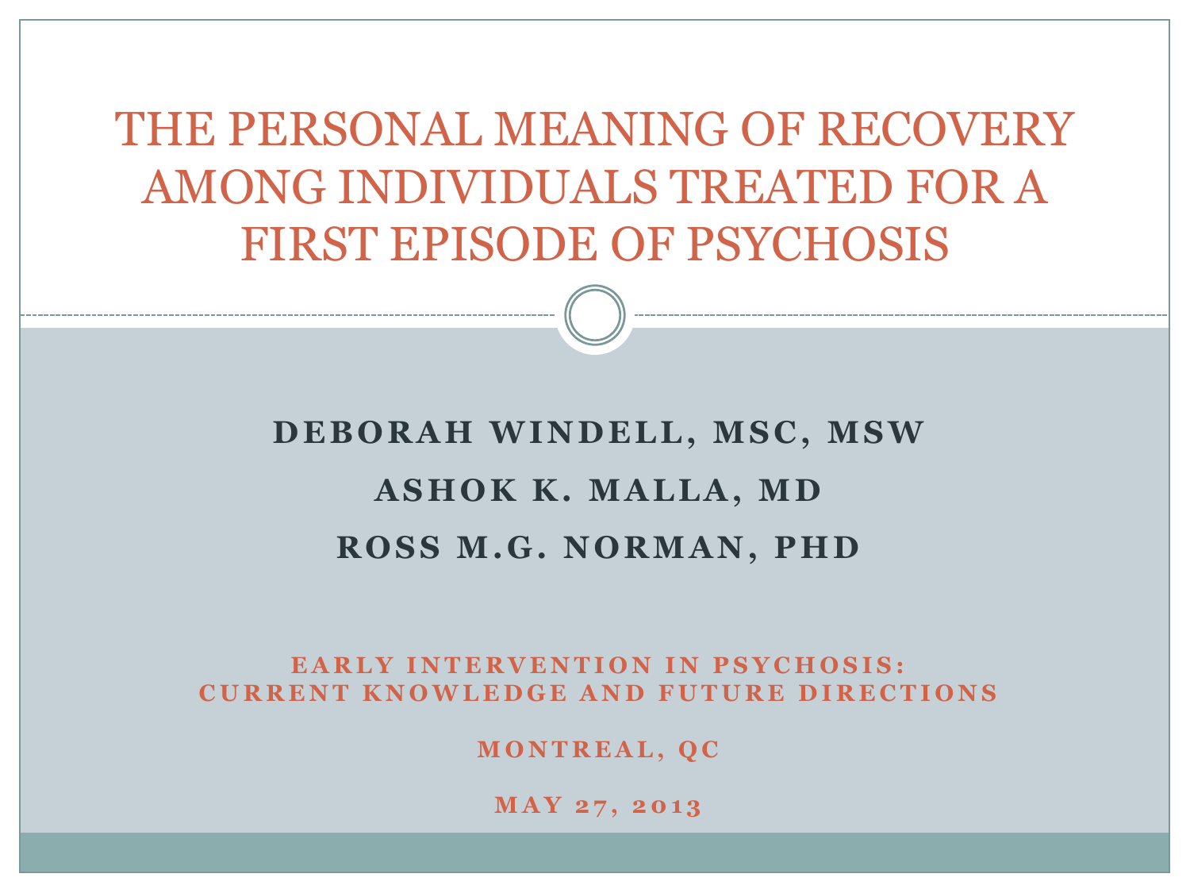# THE PERSONAL MEANING OF RECOVERY AMONG INDIVIDUALS TREATED FOR A FIRST EPISODE OF PSYCHOSIS

**DEBORAH WINDELL, MSC, MSW**

**ASHOK K. MALLA, MD**

**ROSS M.G. NORMAN, PHD**

**EARLY INTERVENTION IN PSYCHOSIS: CURRENT KNOWLEDGE AND FUTURE DIRECTIONS**

**MONTREAL, QC**

**MAY 27, 2013**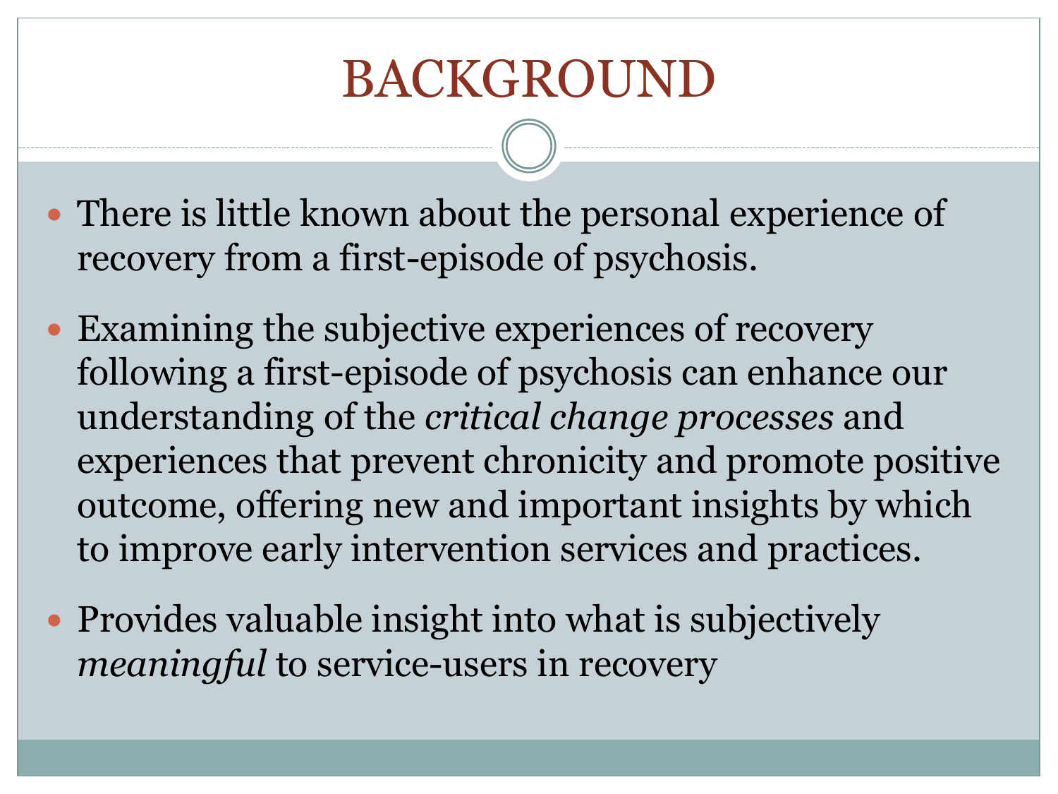# BACKGROUND

- There is little known about the personal experience of recovery from a first-episode of psychosis.
- Examining the subjective experiences of recovery following a first-episode of psychosis can enhance our understanding of the *critical change processes* and experiences that prevent chronicity and promote positive outcome, offering new and important insights by which to improve early intervention services and practices.
- Provides valuable insight into what is subjectively *meaningful* to service-users in recovery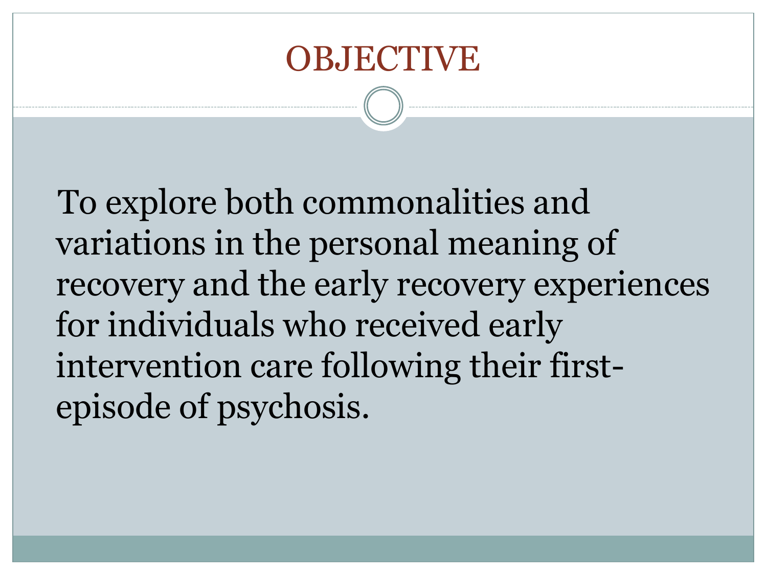# OBJECTIVE

To explore both commonalities and variations in the personal meaning of recovery and the early recovery experiences for individuals who received early intervention care following their first-episode of psychosis.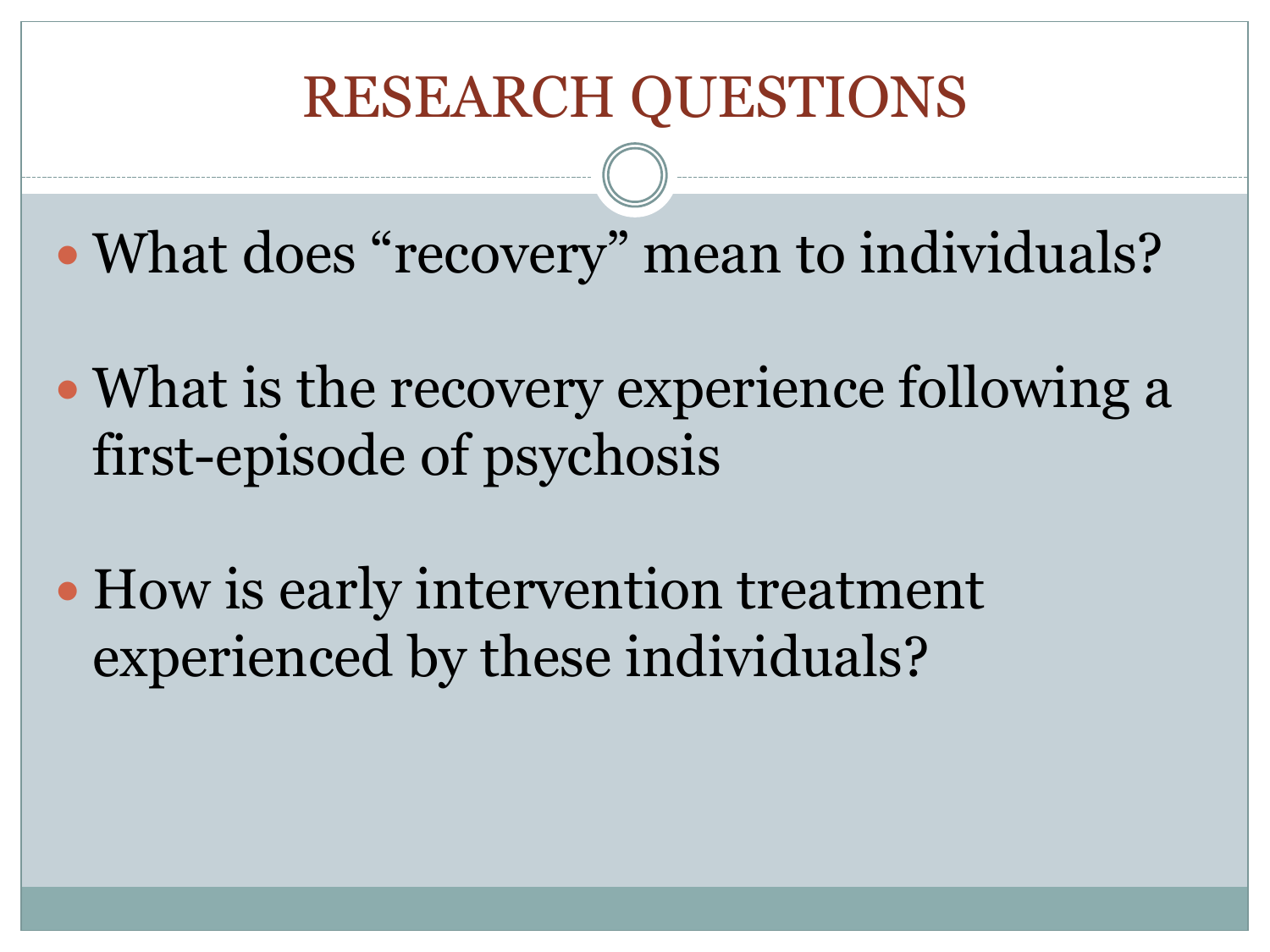# RESEARCH QUESTIONS

- What does "recovery" mean to individuals?
- What is the recovery experience following a first-episode of psychosis
- How is early intervention treatment experienced by these individuals?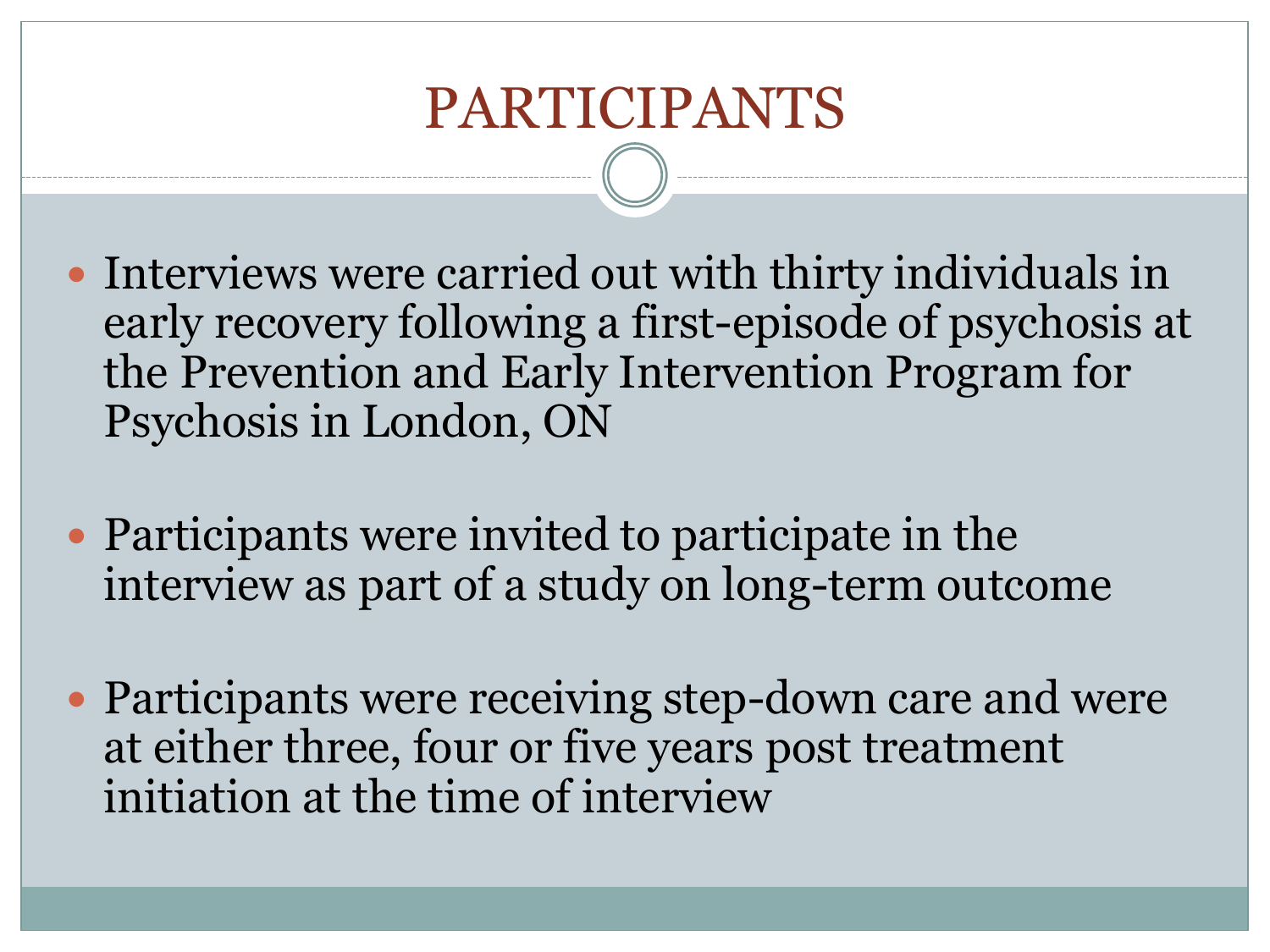# PARTICIPANTS

- Interviews were carried out with thirty individuals in early recovery following a first-episode of psychosis at the Prevention and Early Intervention Program for Psychosis in London, ON
- Participants were invited to participate in the interview as part of a study on long-term outcome
- Participants were receiving step-down care and were at either three, four or five years post treatment initiation at the time of interview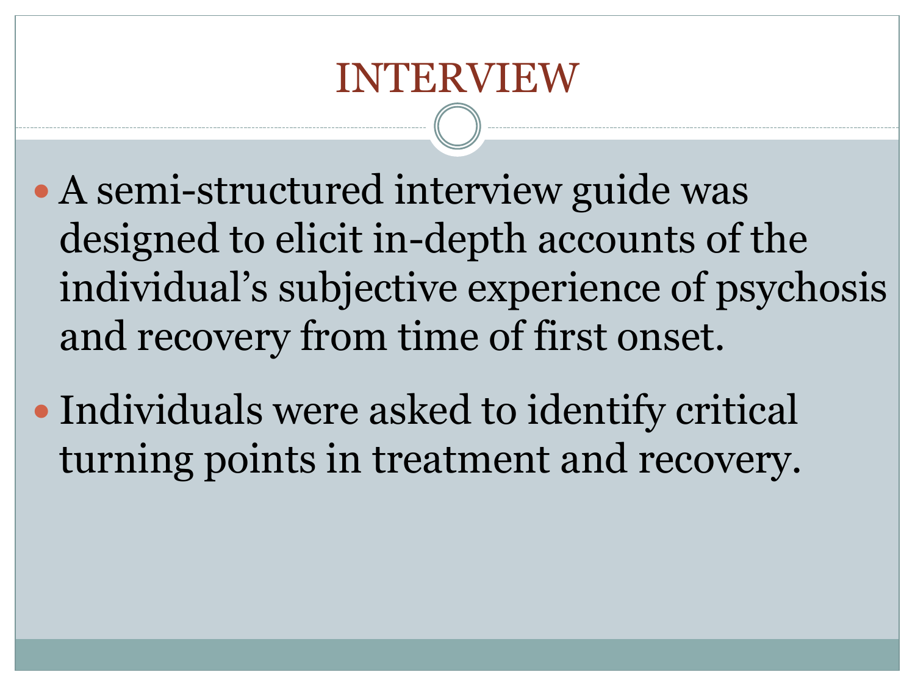# INTERVIEW

- A semi-structured interview guide was designed to elicit in-depth accounts of the individual's subjective experience of psychosis and recovery from time of first onset.
- Individuals were asked to identify critical turning points in treatment and recovery.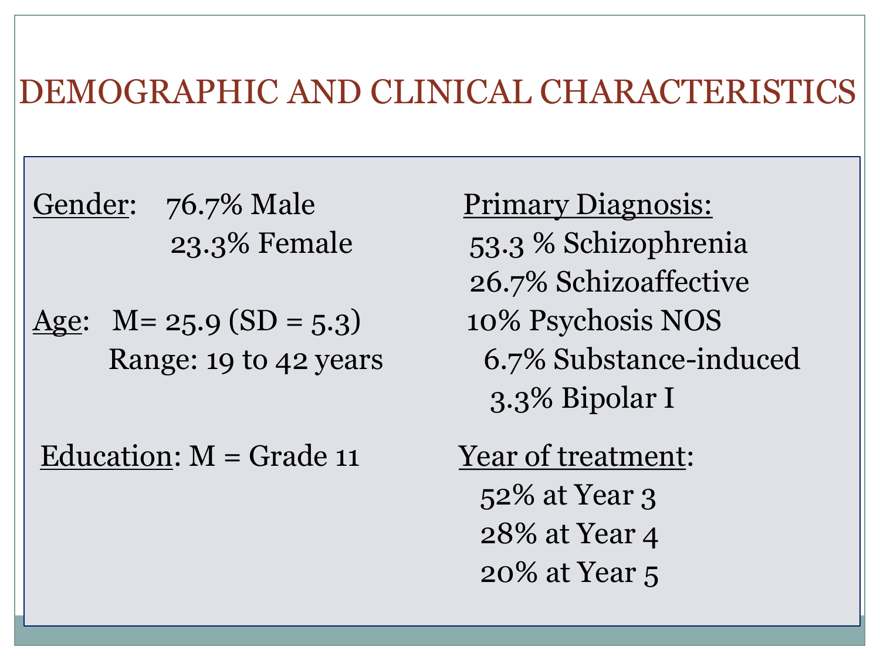# DEMOGRAPHIC AND CLINICAL CHARACTERISTICS

**Gender:** 76.7% Male
23.3% Female

**Age:** M= 25.9 (SD = 5.3)
Range: 19 to 42 years

**Education:** M = Grade 11

**Primary Diagnosis:**
- 53.3 % Schizophrenia
- 26.7% Schizoaffective
- 10% Psychosis NOS
- 6.7% Substance-induced
- 3.3% Bipolar I

**Year of treatment:**
- 52% at Year 3
- 28% at Year 4
- 20% at Year 5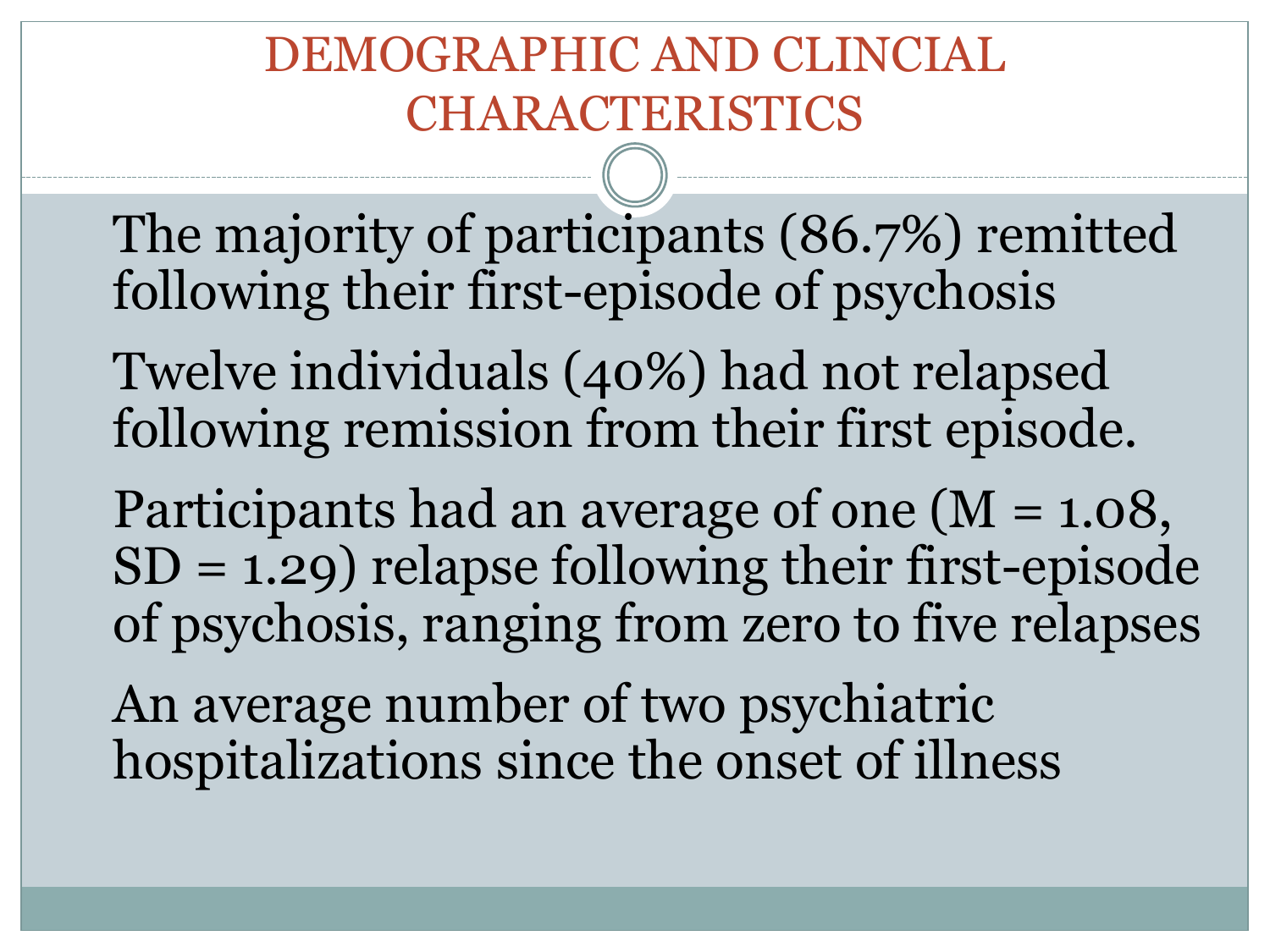# DEMOGRAPHIC AND CLINCIAL CHARACTERISTICS

- The majority of participants (86.7%) remitted following their first-episode of psychosis
- Twelve individuals (40%) had not relapsed following remission from their first episode.
- Participants had an average of one ($M = 1.08$, $SD = 1.29$) relapse following their first-episode of psychosis, ranging from zero to five relapses
- An average number of two psychiatric hospitalizations since the onset of illness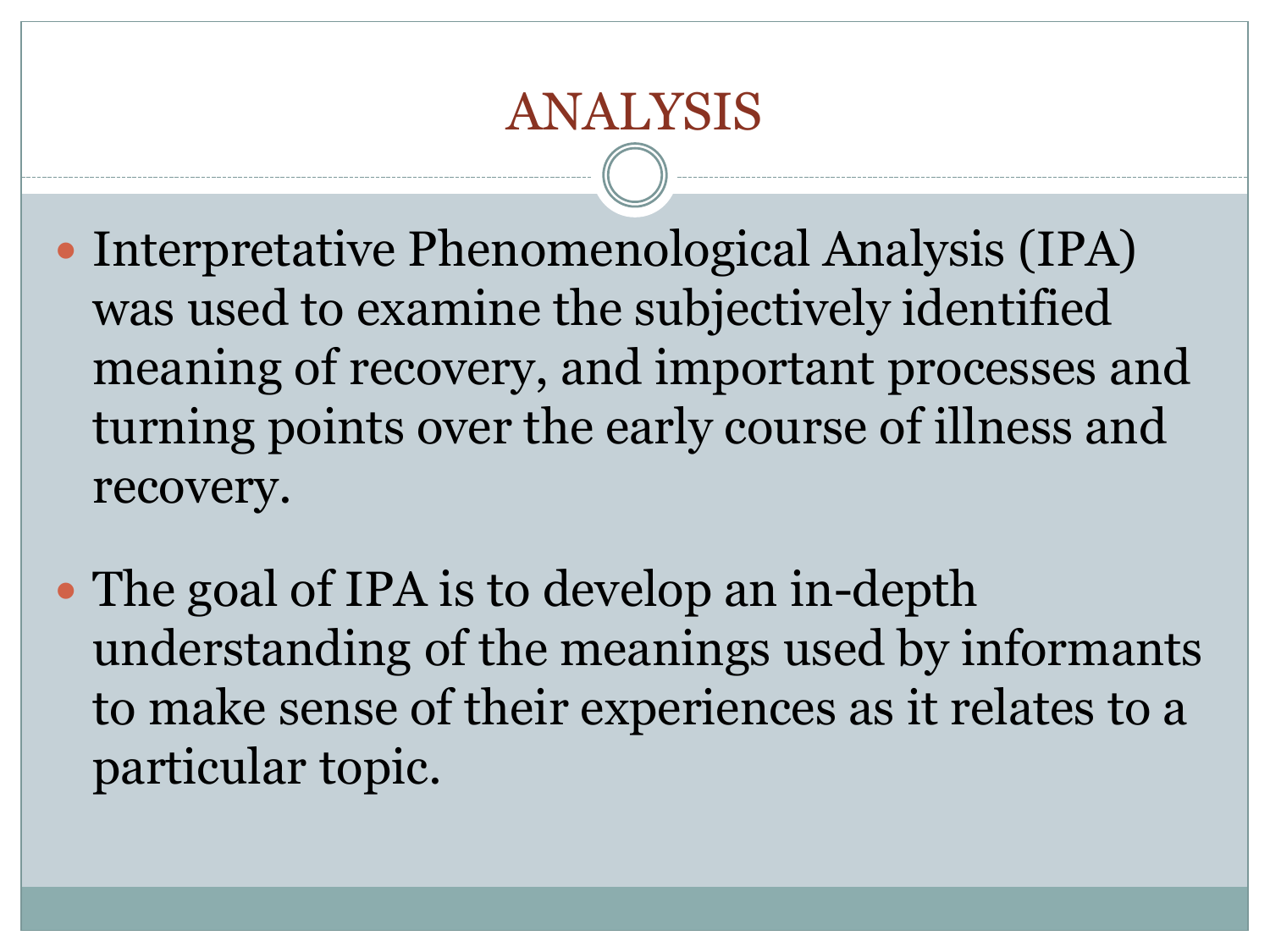# ANALYSIS

- Interpretative Phenomenological Analysis (IPA) was used to examine the subjectively identified meaning of recovery, and important processes and turning points over the early course of illness and recovery.
- The goal of IPA is to develop an in-depth understanding of the meanings used by informants to make sense of their experiences as it relates to a particular topic.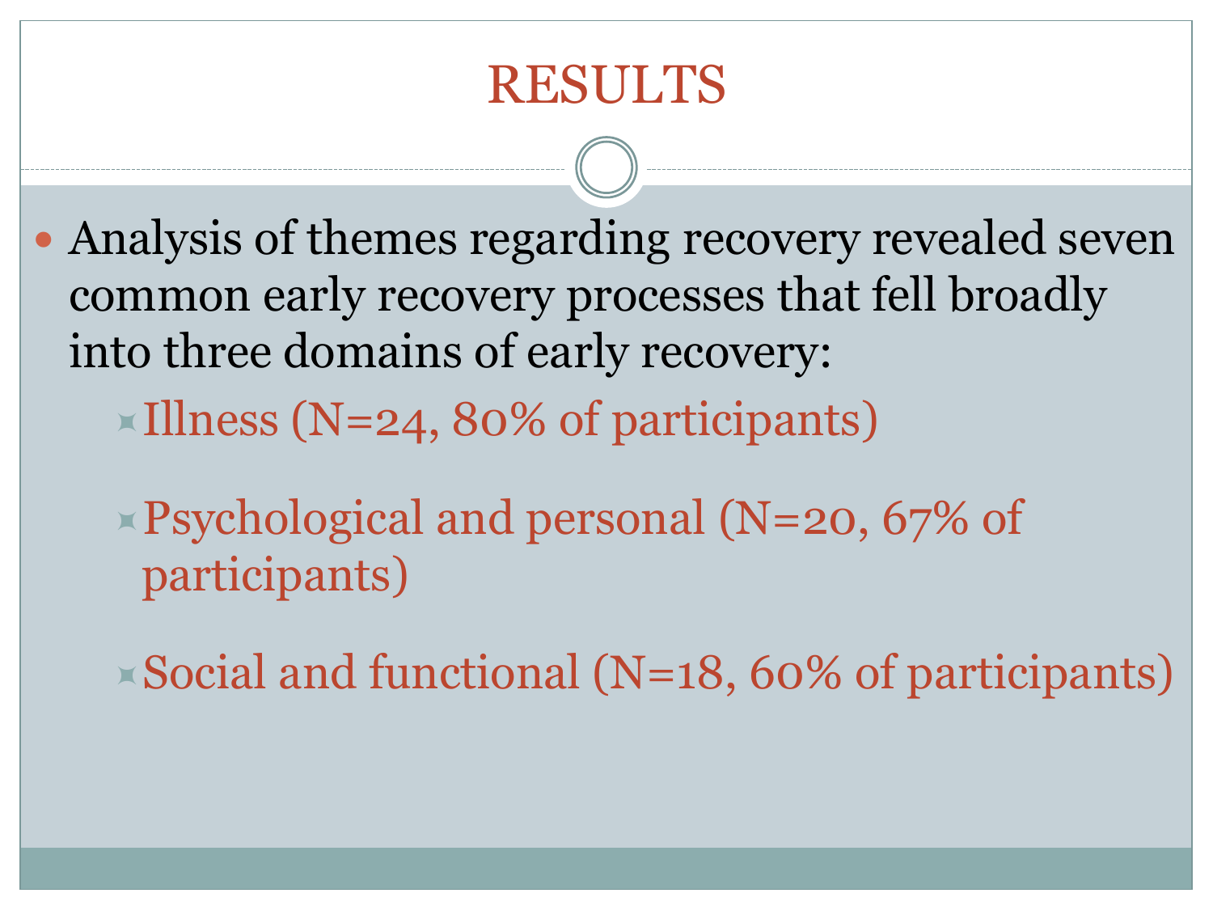# RESULTS

- Analysis of themes regarding recovery revealed seven common early recovery processes that fell broadly into three domains of early recovery:
  - Illness (N=24, 80% of participants)
  - Psychological and personal (N=20, 67% of participants)
  - Social and functional (N=18, 60% of participants)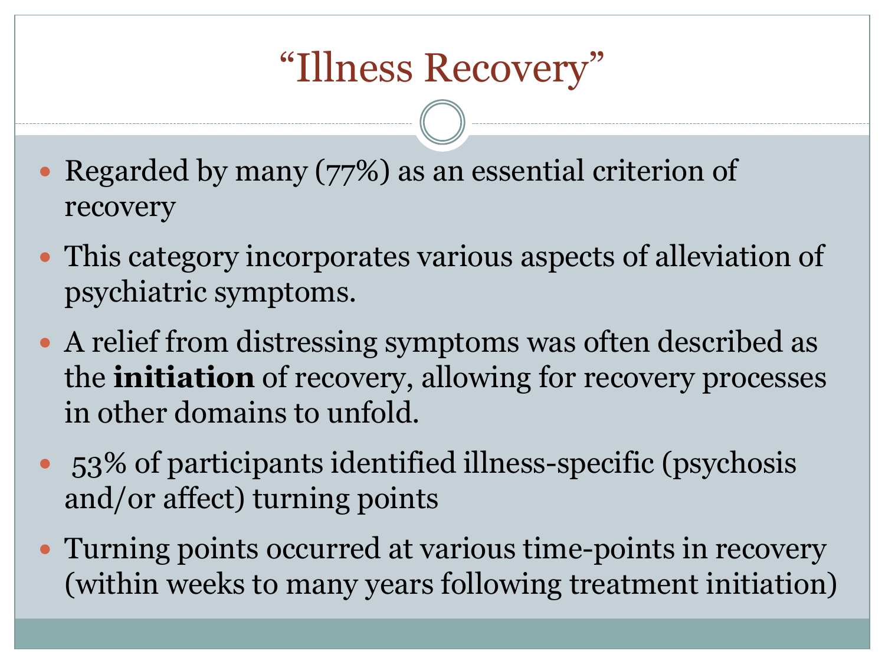# "Illness Recovery"

- Regarded by many (77%) as an essential criterion of recovery
- This category incorporates various aspects of alleviation of psychiatric symptoms.
- A relief from distressing symptoms was often described as the **initiation** of recovery, allowing for recovery processes in other domains to unfold.
- 53% of participants identified illness-specific (psychosis and/or affect) turning points
- Turning points occurred at various time-points in recovery (within weeks to many years following treatment initiation)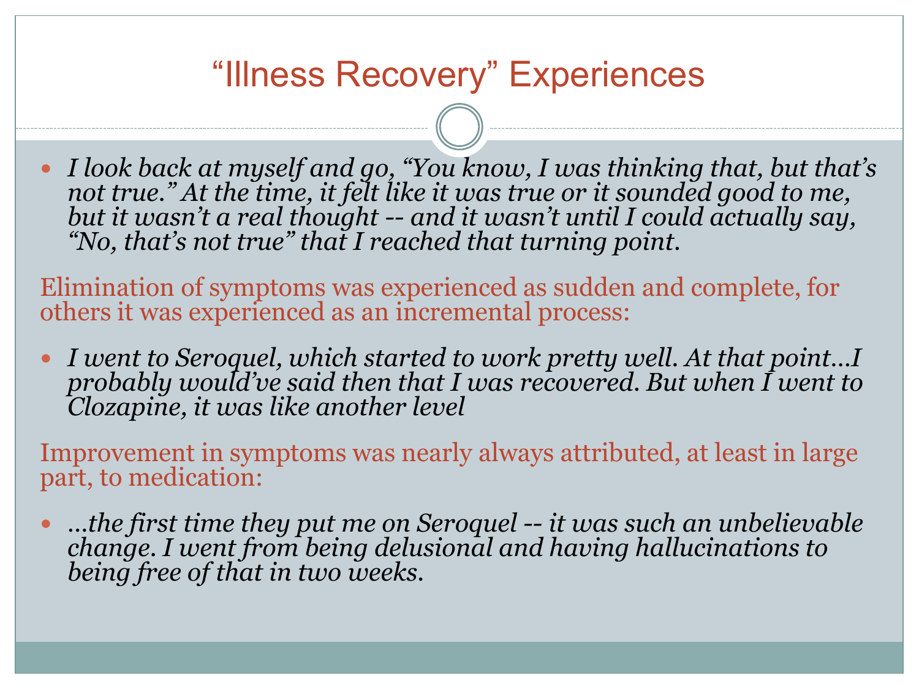# "Illness Recovery" Experiences

- *I look back at myself and go, "You know, I was thinking that, but that's not true." At the time, it felt like it was true or it sounded good to me, but it wasn't a real thought -- and it wasn't until I could actually say, "No, that's not true" that I reached that turning point.*

Elimination of symptoms was experienced as sudden and complete, for others it was experienced as an incremental process:

- *I went to Seroquel, which started to work pretty well. At that point…I probably would've said then that I was recovered. But when I went to Clozapine, it was like another level*

Improvement in symptoms was nearly always attributed, at least in large part, to medication:

- *…the first time they put me on Seroquel -- it was such an unbelievable change. I went from being delusional and having hallucinations to being free of that in two weeks.*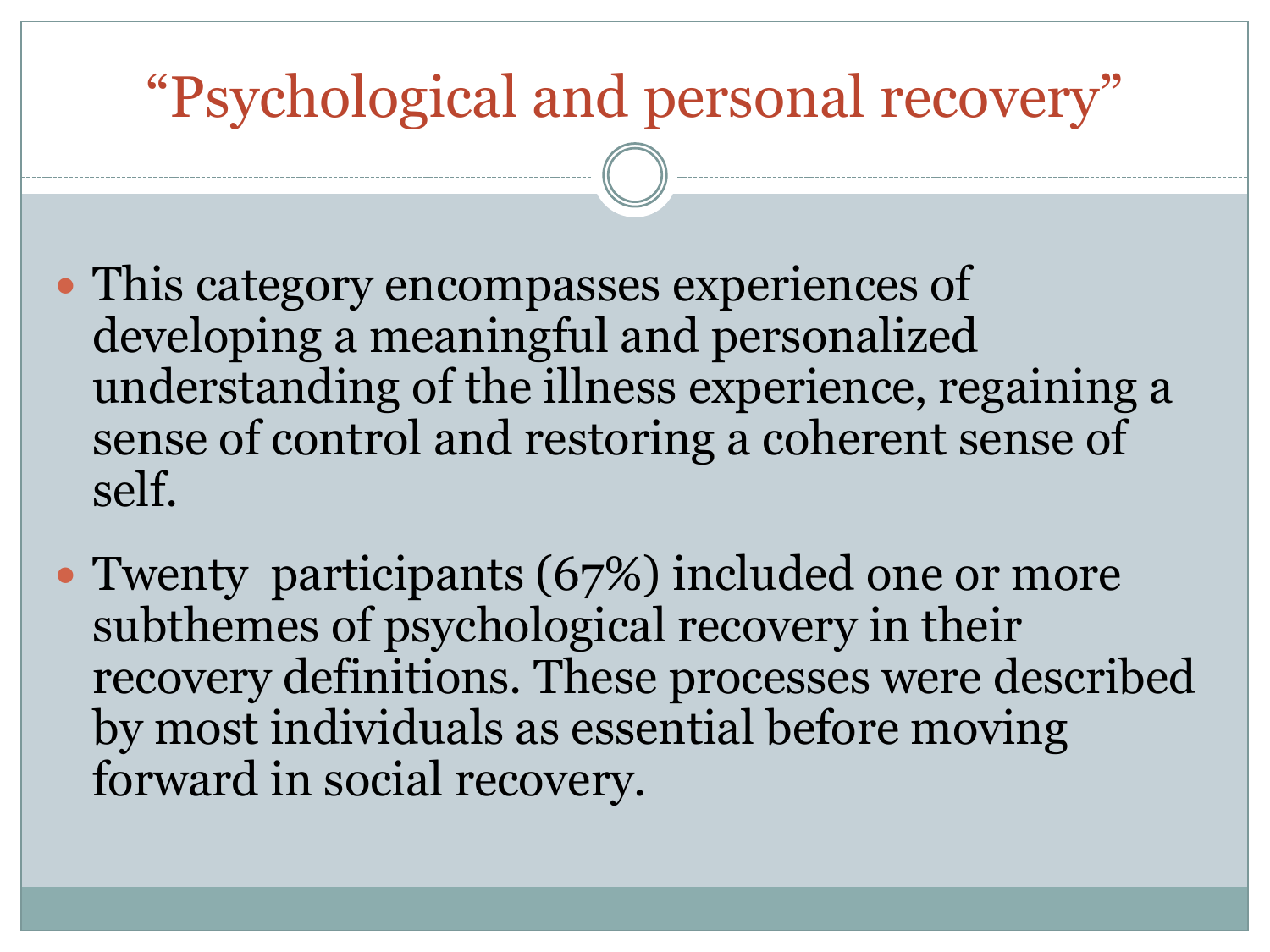# “Psychological and personal recovery”

- This category encompasses experiences of developing a meaningful and personalized understanding of the illness experience, regaining a sense of control and restoring a coherent sense of self.
- Twenty participants (67%) included one or more subthemes of psychological recovery in their recovery definitions. These processes were described by most individuals as essential before moving forward in social recovery.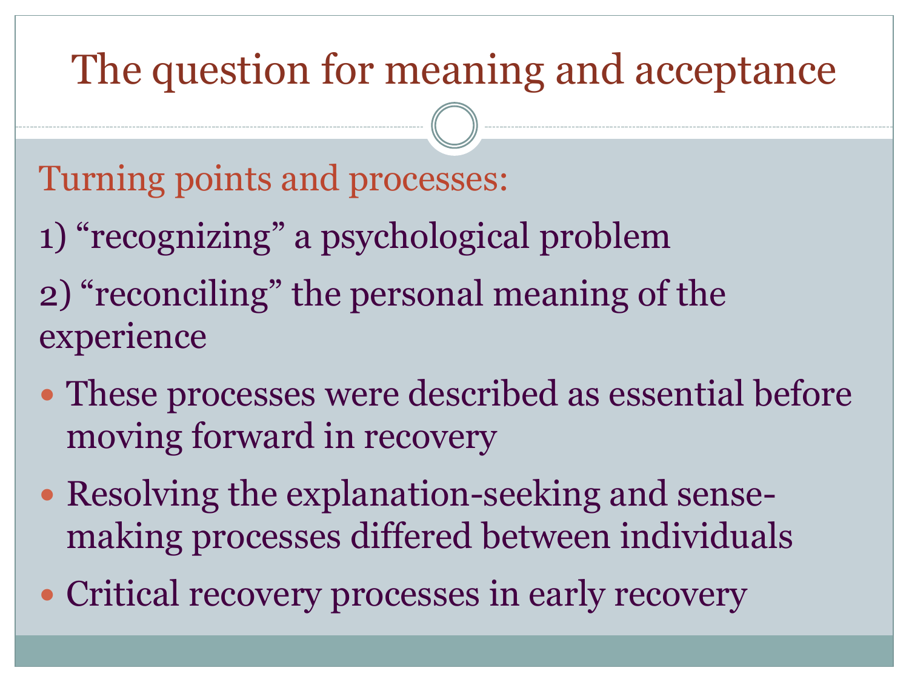# The question for meaning and acceptance

## Turning points and processes:

1) "recognizing" a psychological problem

2) "reconciling" the personal meaning of the experience

- These processes were described as essential before moving forward in recovery
- Resolving the explanation-seeking and sense-making processes differed between individuals
- Critical recovery processes in early recovery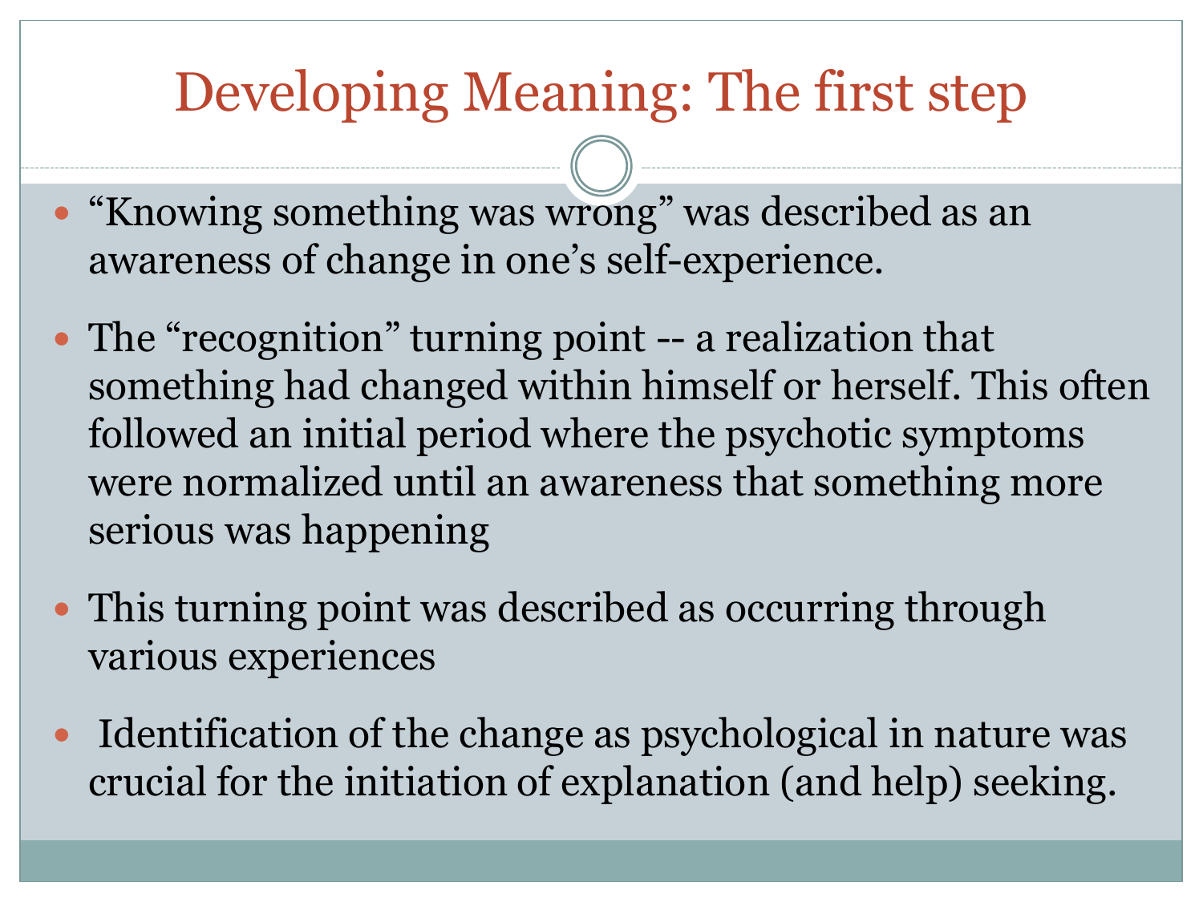# Developing Meaning: The first step

- "Knowing something was wrong" was described as an awareness of change in one's self-experience.
- The "recognition" turning point -- a realization that something had changed within himself or herself. This often followed an initial period where the psychotic symptoms were normalized until an awareness that something more serious was happening
- This turning point was described as occurring through various experiences
- Identification of the change as psychological in nature was crucial for the initiation of explanation (and help) seeking.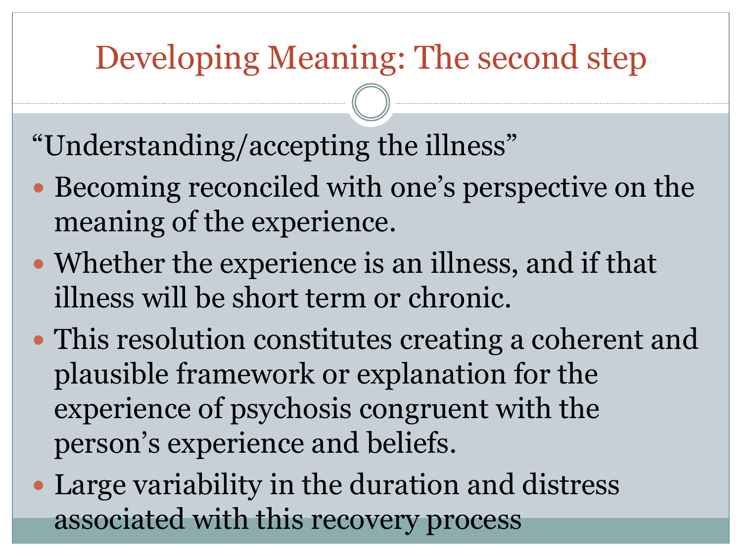# Developing Meaning: The second step

"Understanding/accepting the illness"

- Becoming reconciled with one's perspective on the meaning of the experience.
- Whether the experience is an illness, and if that illness will be short term or chronic.
- This resolution constitutes creating a coherent and plausible framework or explanation for the experience of psychosis congruent with the person's experience and beliefs.
- Large variability in the duration and distress associated with this recovery process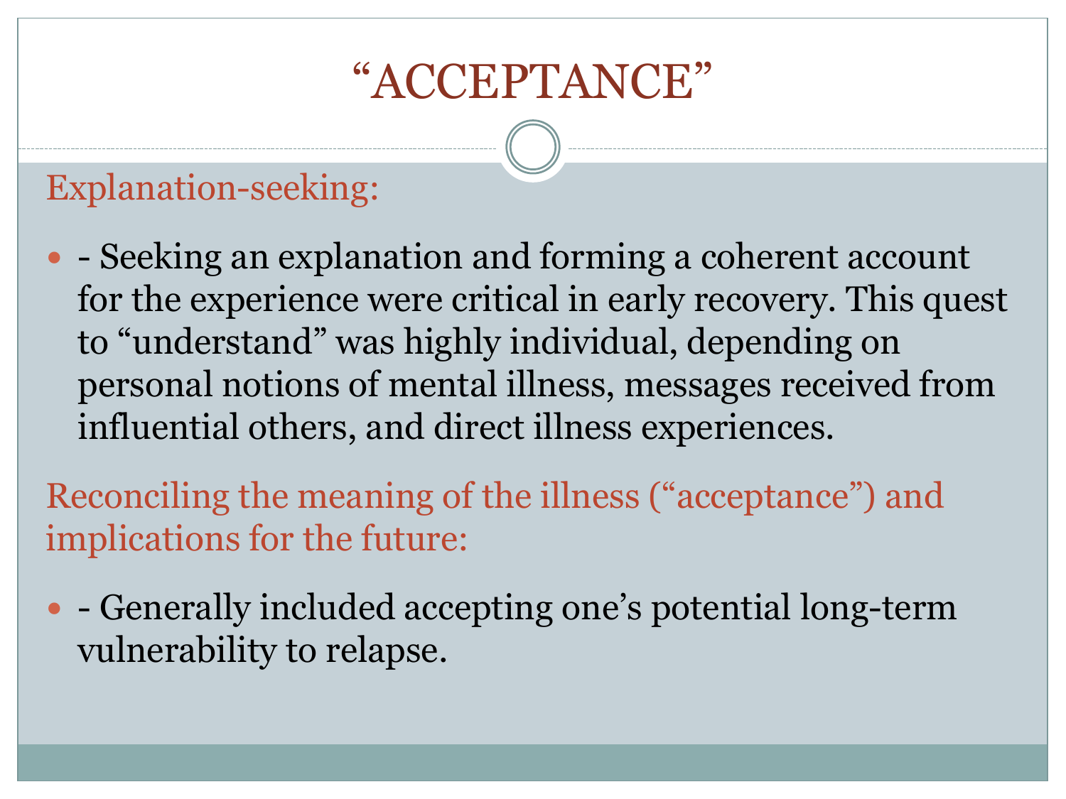# "ACCEPTANCE"

Explanation-seeking:

- \- Seeking an explanation and forming a coherent account for the experience were critical in early recovery. This quest to "understand" was highly individual, depending on personal notions of mental illness, messages received from influential others, and direct illness experiences.

Reconciling the meaning of the illness ("acceptance") and implications for the future:

- \- Generally included accepting one's potential long-term vulnerability to relapse.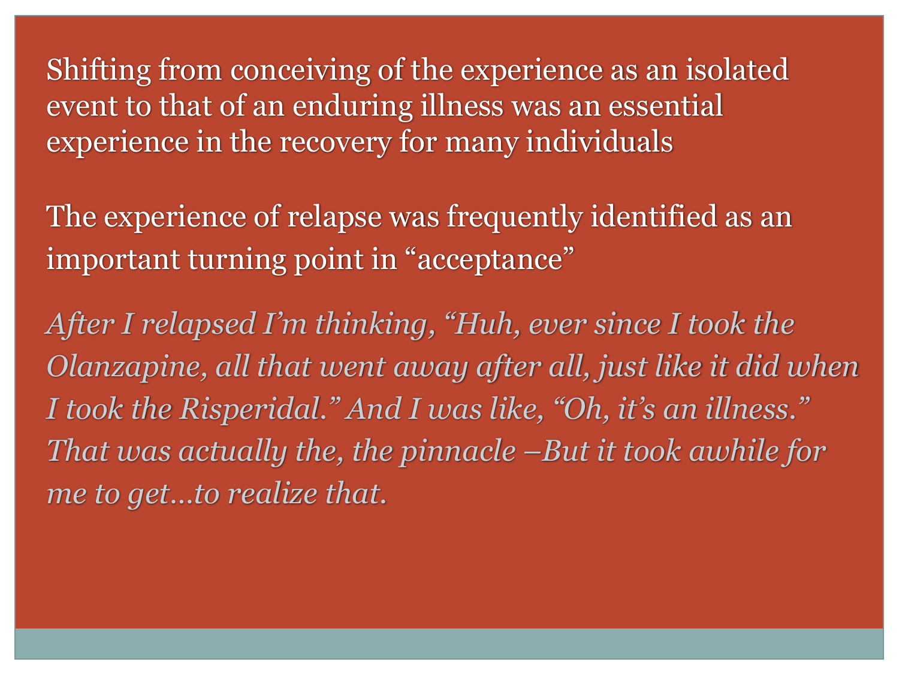Shifting from conceiving of the experience as an isolated event to that of an enduring illness was an essential experience in the recovery for many individuals

The experience of relapse was frequently identified as an important turning point in “acceptance”

*After I relapsed I’m thinking, “Huh, ever since I took the Olanzapine, all that went away after all, just like it did when I took the Risperidal.” And I was like, “Oh, it’s an illness.” That was actually the, the pinnacle –But it took awhile for me to get…to realize that.*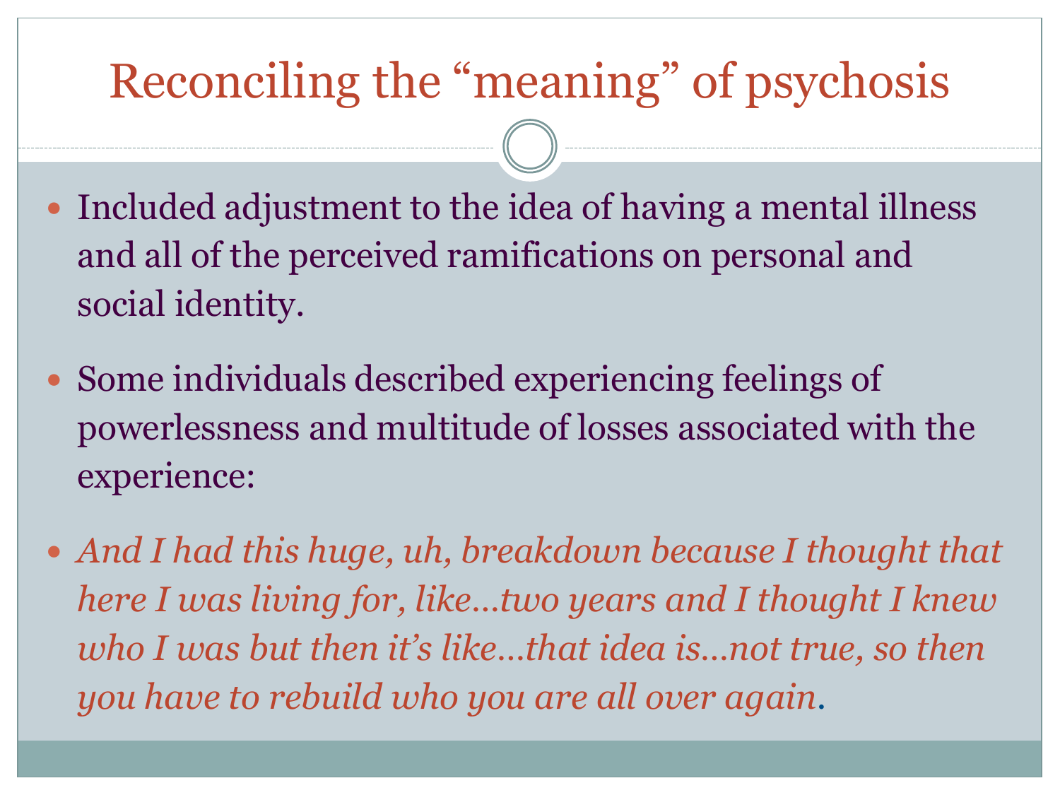# Reconciling the "meaning" of psychosis

- Included adjustment to the idea of having a mental illness and all of the perceived ramifications on personal and social identity.
- Some individuals described experiencing feelings of powerlessness and multitude of losses associated with the experience:
- *And I had this huge, uh, breakdown because I thought that here I was living for, like…two years and I thought I knew who I was but then it's like…that idea is…not true, so then you have to rebuild who you are all over again*.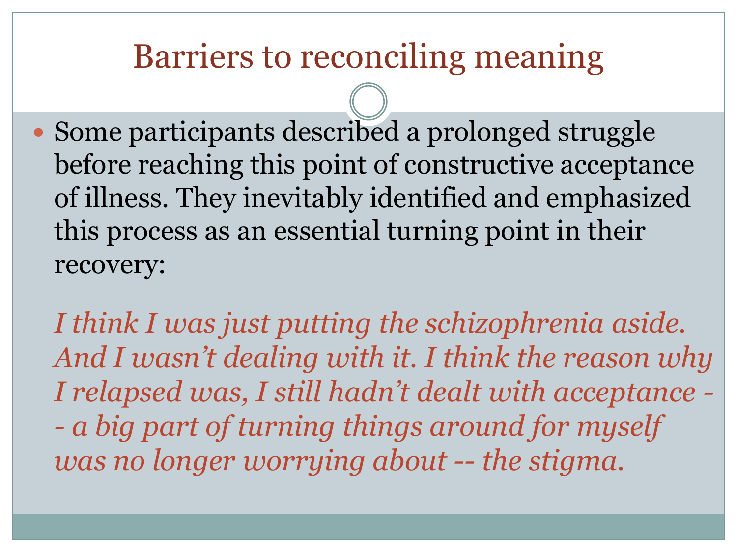# Barriers to reconciling meaning

- Some participants described a prolonged struggle before reaching this point of constructive acceptance of illness. They inevitably identified and emphasized this process as an essential turning point in their recovery:

  *I think I was just putting the schizophrenia aside. And I wasn't dealing with it. I think the reason why I relapsed was, I still hadn't dealt with acceptance -- a big part of turning things around for myself was no longer worrying about -- the stigma.*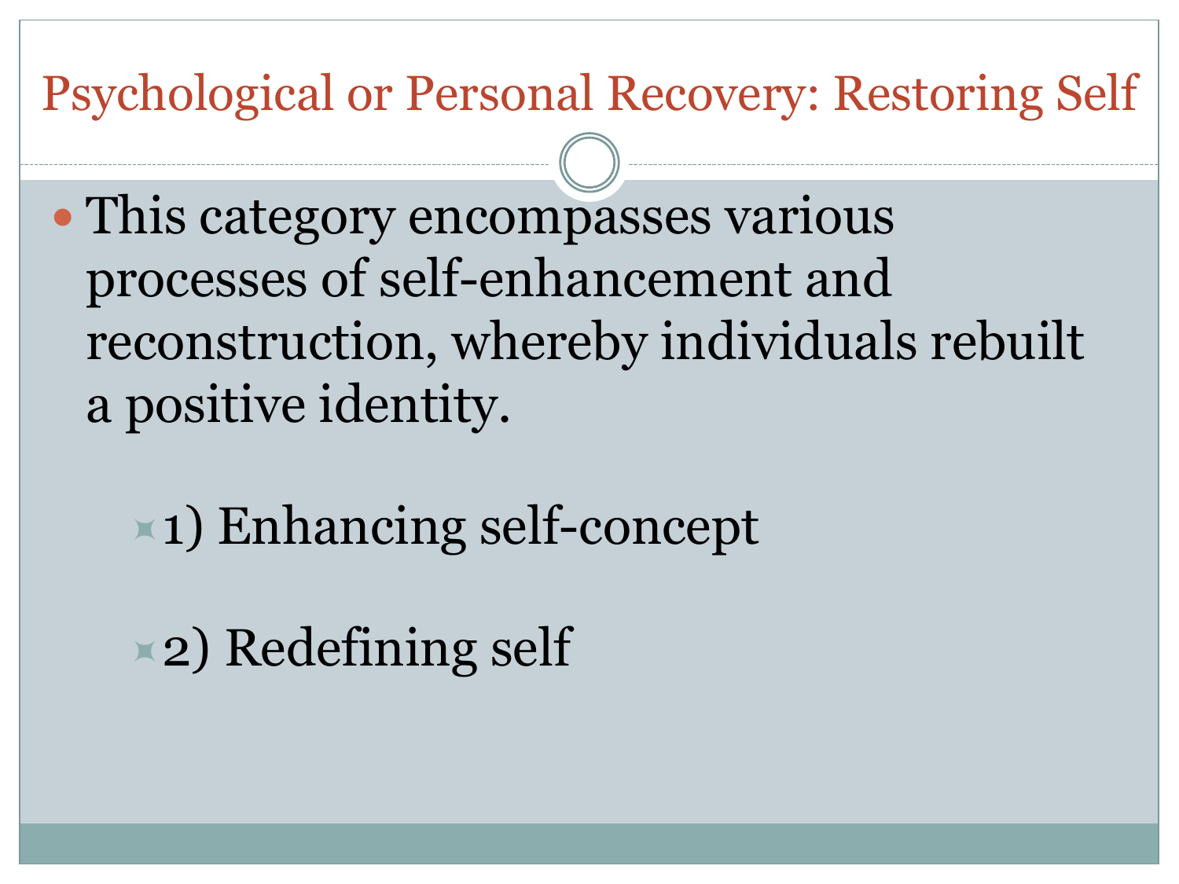# Psychological or Personal Recovery: Restoring Self

- This category encompasses various processes of self-enhancement and reconstruction, whereby individuals rebuilt a positive identity.
  - 1) Enhancing self-concept
  - 2) Redefining self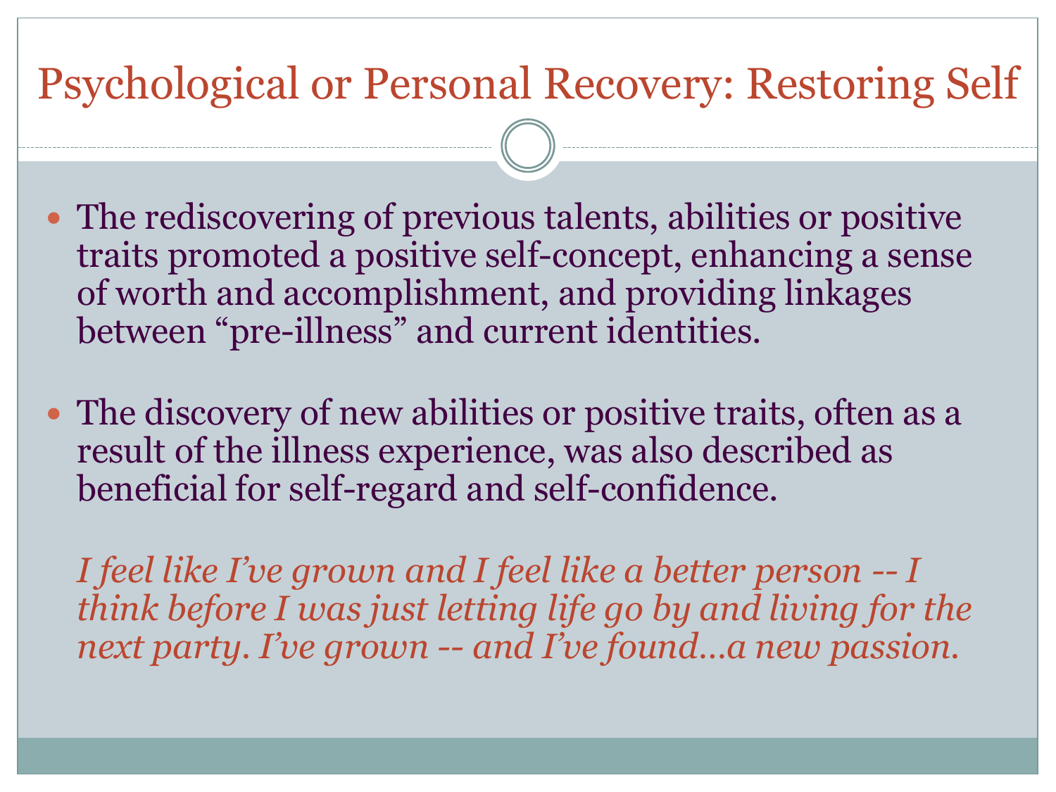# Psychological or Personal Recovery: Restoring Self

- The rediscovering of previous talents, abilities or positive traits promoted a positive self-concept, enhancing a sense of worth and accomplishment, and providing linkages between "pre-illness" and current identities.

- The discovery of new abilities or positive traits, often as a result of the illness experience, was also described as beneficial for self-regard and self-confidence.

  *I feel like I've grown and I feel like a better person -- I think before I was just letting life go by and living for the next party. I've grown -- and I've found…a new passion.*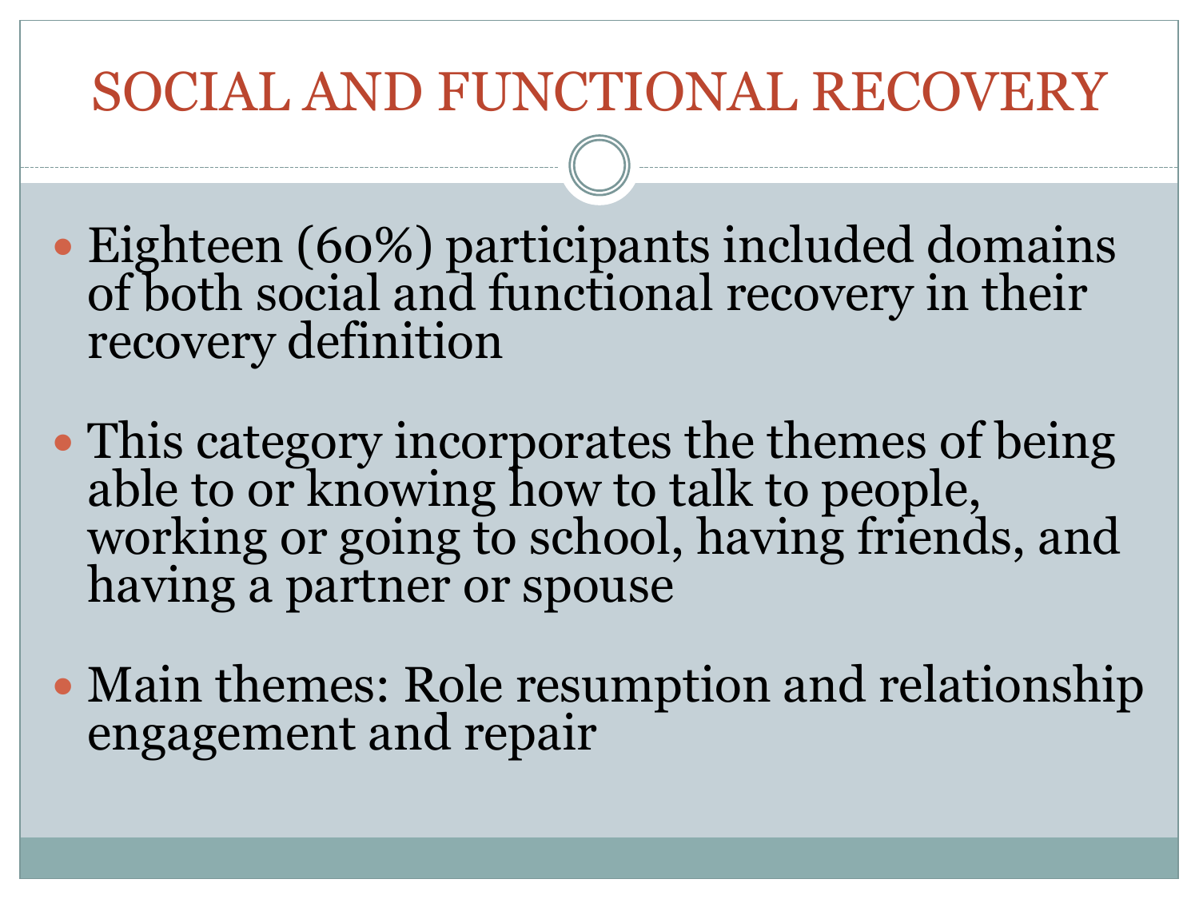# SOCIAL AND FUNCTIONAL RECOVERY

- Eighteen (60%) participants included domains of both social and functional recovery in their recovery definition
- This category incorporates the themes of being able to or knowing how to talk to people, working or going to school, having friends, and having a partner or spouse
- Main themes: Role resumption and relationship engagement and repair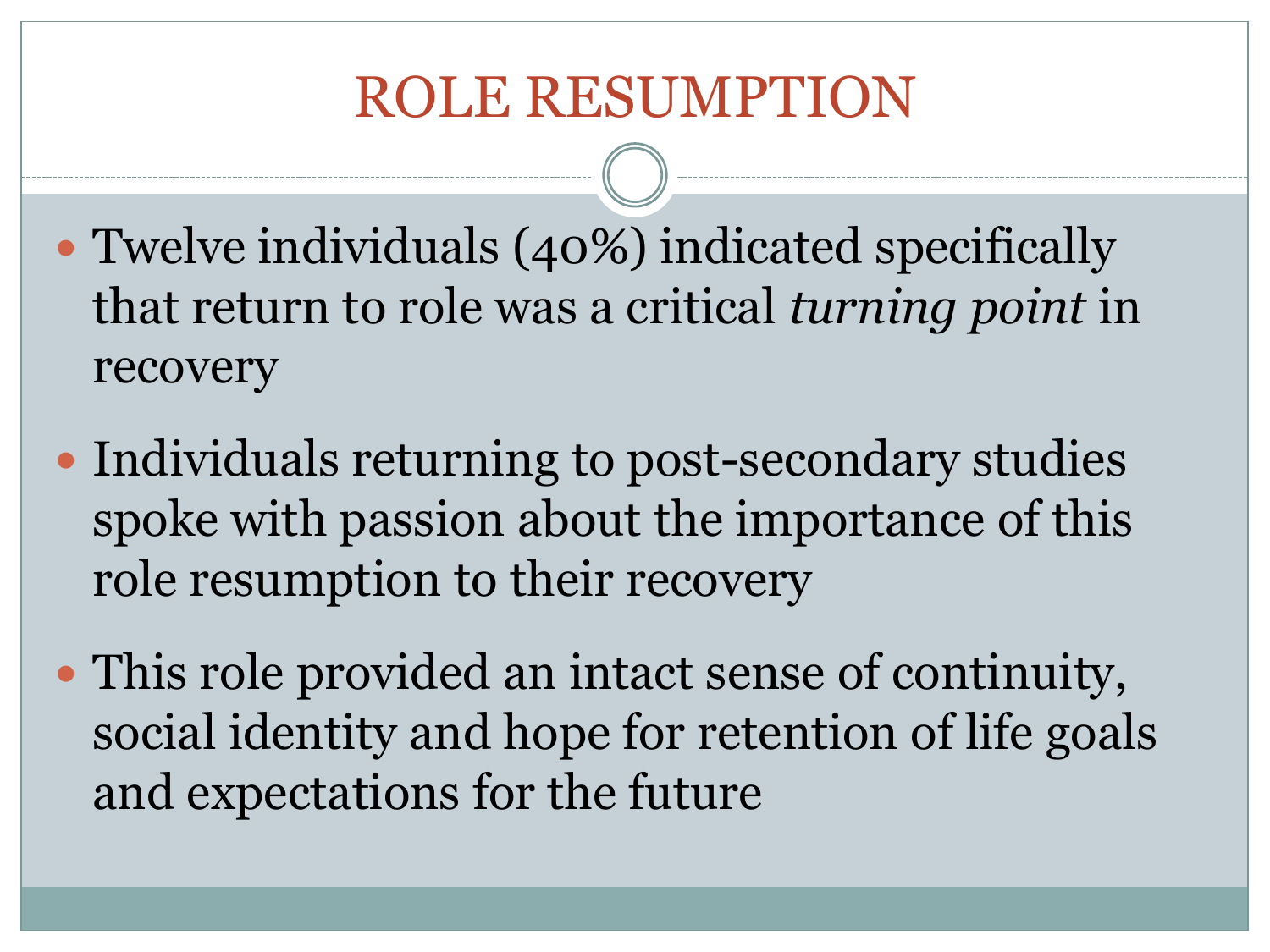# ROLE RESUMPTION

- Twelve individuals (40%) indicated specifically that return to role was a critical *turning point* in recovery
- Individuals returning to post-secondary studies spoke with passion about the importance of this role resumption to their recovery
- This role provided an intact sense of continuity, social identity and hope for retention of life goals and expectations for the future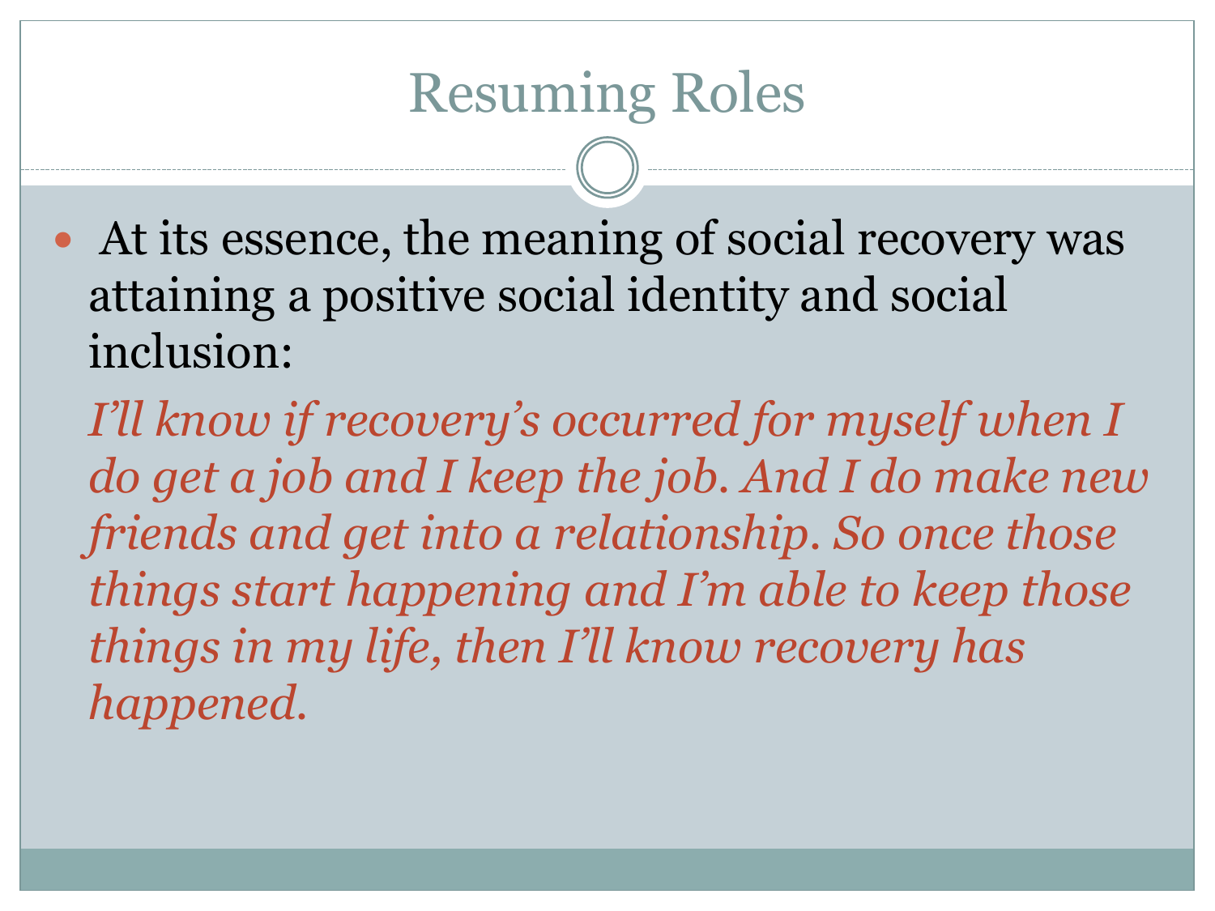# Resuming Roles

- At its essence, the meaning of social recovery was attaining a positive social identity and social inclusion:

  *I'll know if recovery's occurred for myself when I do get a job and I keep the job. And I do make new friends and get into a relationship. So once those things start happening and I'm able to keep those things in my life, then I'll know recovery has happened.*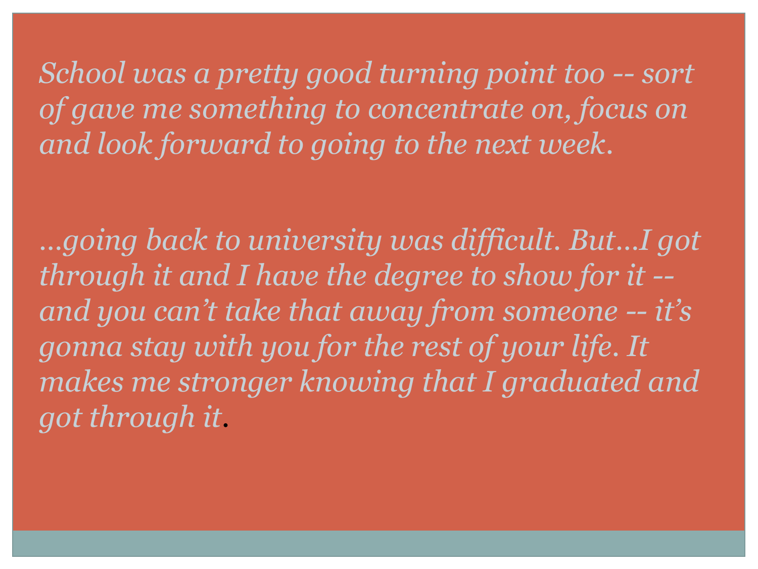*School was a pretty good turning point too -- sort of gave me something to concentrate on, focus on and look forward to going to the next week.*

*…going back to university was difficult. But…I got through it and I have the degree to show for it -- and you can't take that away from someone -- it's gonna stay with you for the rest of your life. It makes me stronger knowing that I graduated and got through it*.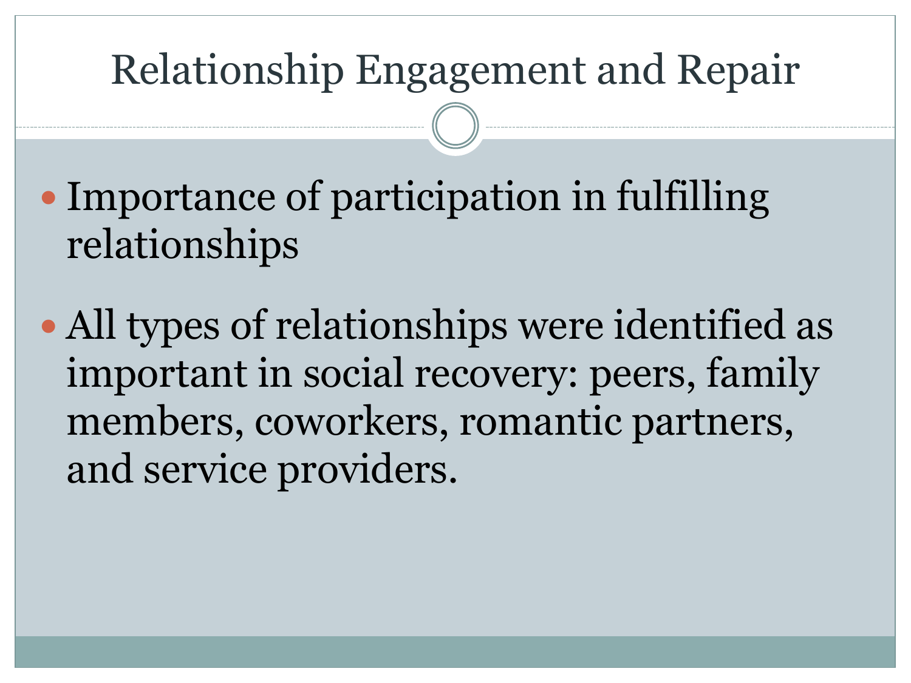# Relationship Engagement and Repair

- Importance of participation in fulfilling relationships
- All types of relationships were identified as important in social recovery: peers, family members, coworkers, romantic partners, and service providers.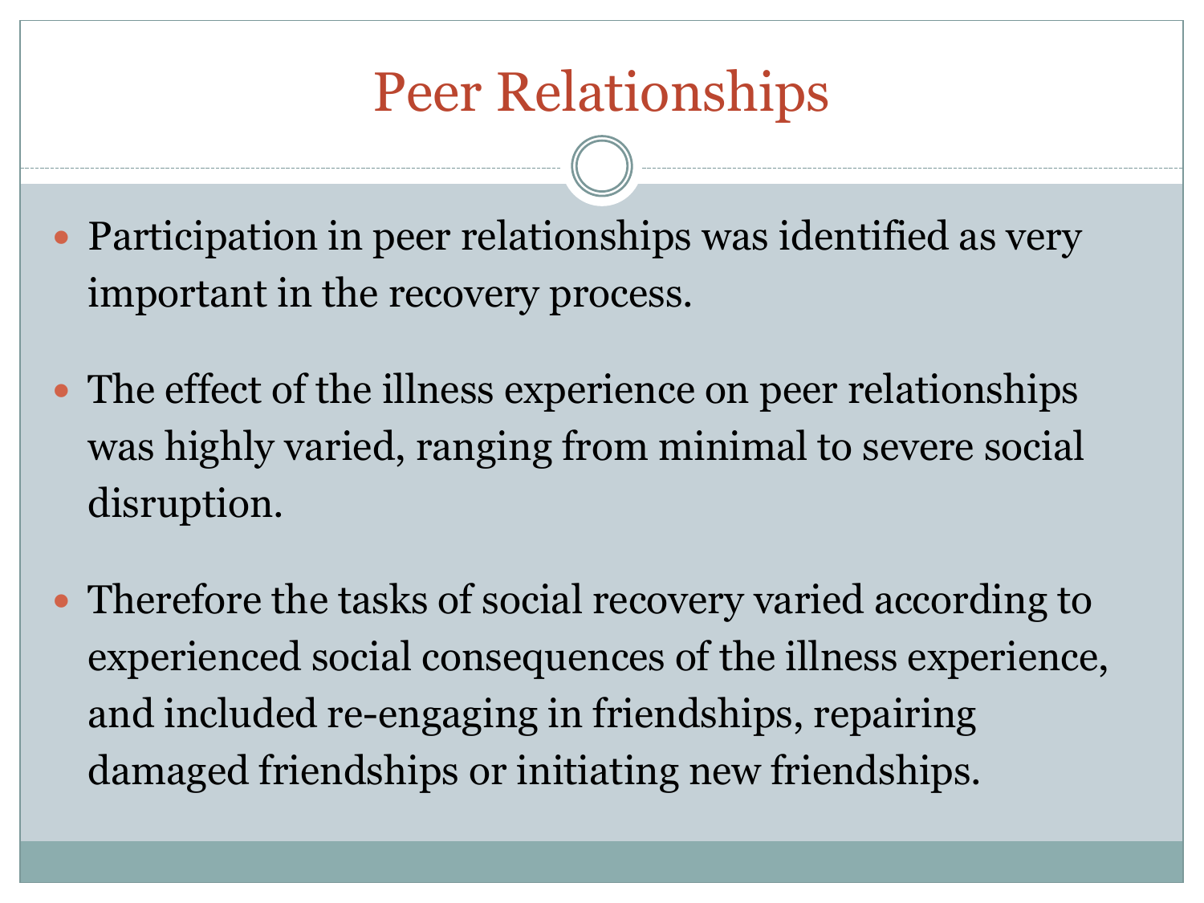# Peer Relationships

- Participation in peer relationships was identified as very important in the recovery process.
- The effect of the illness experience on peer relationships was highly varied, ranging from minimal to severe social disruption.
- Therefore the tasks of social recovery varied according to experienced social consequences of the illness experience, and included re-engaging in friendships, repairing damaged friendships or initiating new friendships.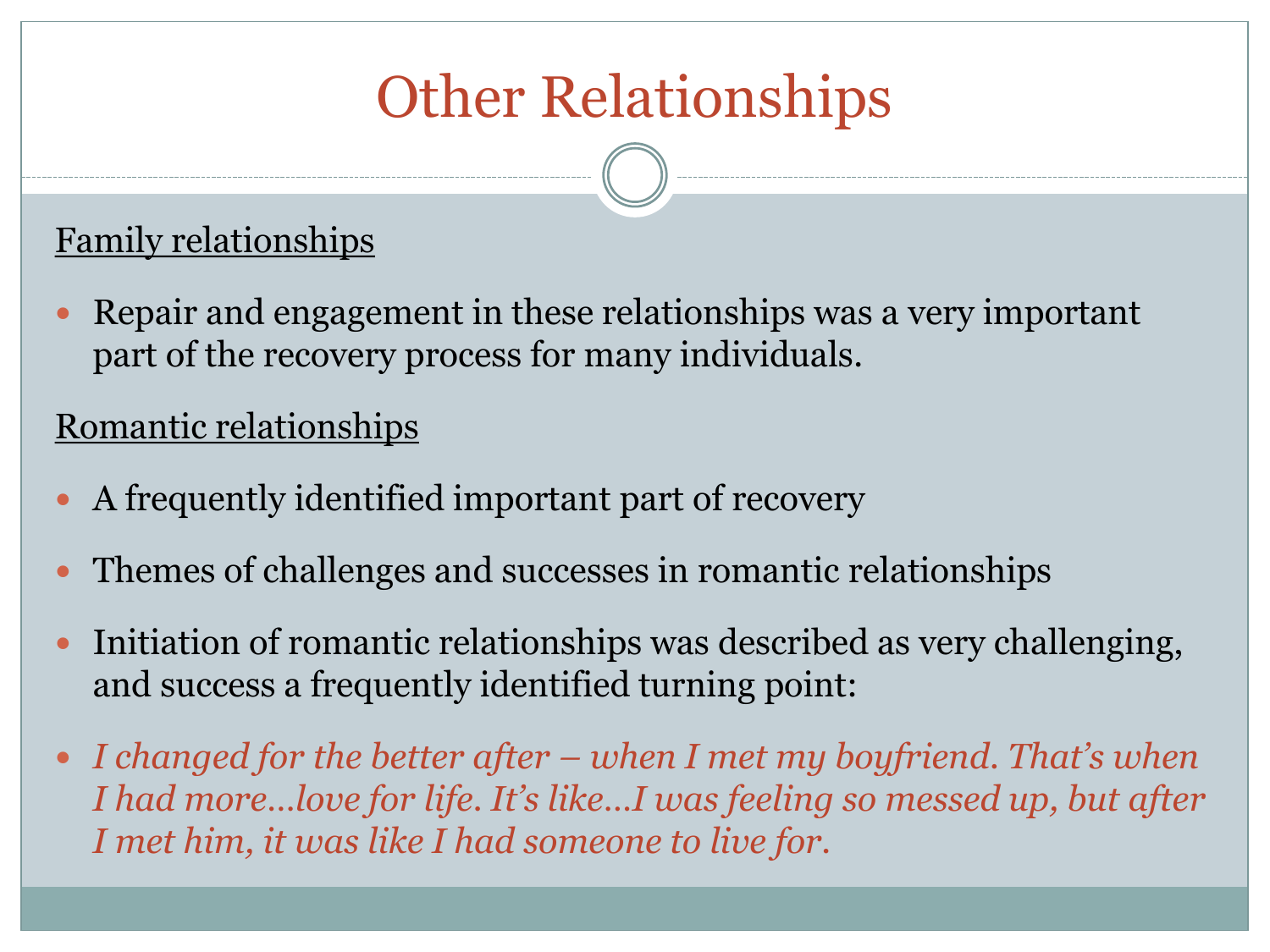# Other Relationships

<u>Family relationships</u>

- Repair and engagement in these relationships was a very important part of the recovery process for many individuals.

<u>Romantic relationships</u>

- A frequently identified important part of recovery
- Themes of challenges and successes in romantic relationships
- Initiation of romantic relationships was described as very challenging, and success a frequently identified turning point:
- *I changed for the better after – when I met my boyfriend. That's when I had more…love for life. It's like…I was feeling so messed up, but after I met him, it was like I had someone to live for.*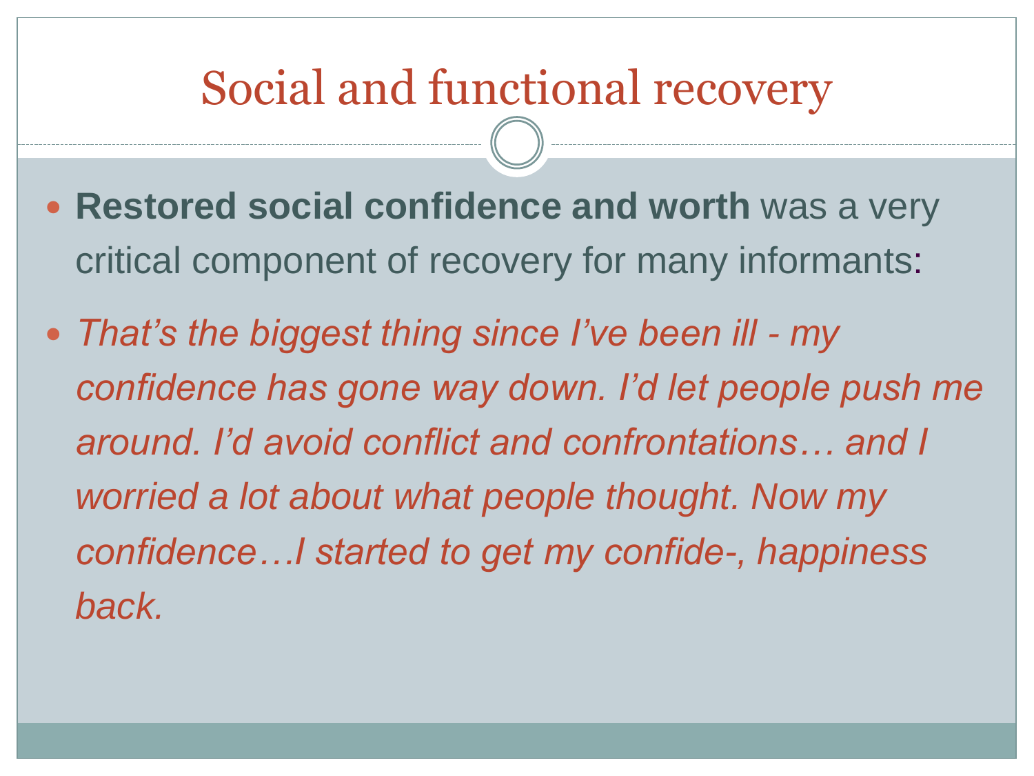# Social and functional recovery

- **Restored social confidence and worth** was a very critical component of recovery for many informants:
- *That's the biggest thing since I've been ill - my confidence has gone way down. I'd let people push me around. I'd avoid conflict and confrontations… and I worried a lot about what people thought. Now my confidence…I started to get my confide-, happiness back.*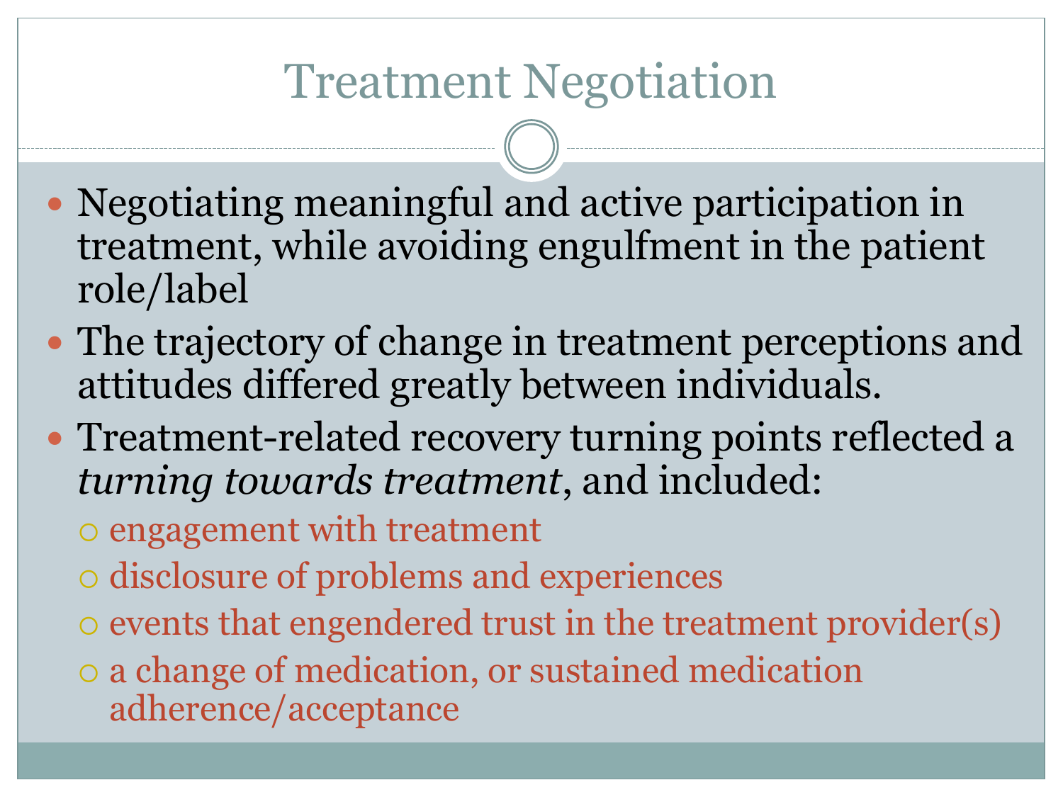# Treatment Negotiation

- Negotiating meaningful and active participation in treatment, while avoiding engulfment in the patient role/label
- The trajectory of change in treatment perceptions and attitudes differed greatly between individuals.
- Treatment-related recovery turning points reflected a *turning towards treatment*, and included:
  - engagement with treatment
  - disclosure of problems and experiences
  - events that engendered trust in the treatment provider(s)
  - a change of medication, or sustained medication adherence/acceptance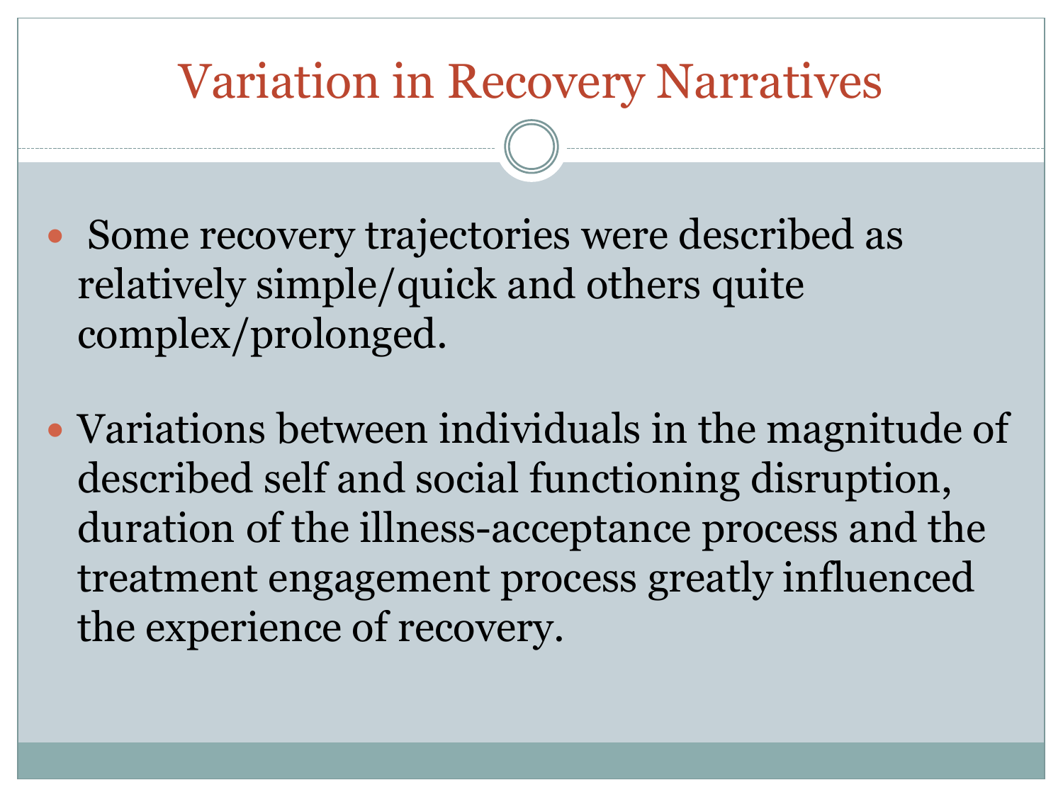# Variation in Recovery Narratives

- Some recovery trajectories were described as relatively simple/quick and others quite complex/prolonged.

- Variations between individuals in the magnitude of described self and social functioning disruption, duration of the illness-acceptance process and the treatment engagement process greatly influenced the experience of recovery.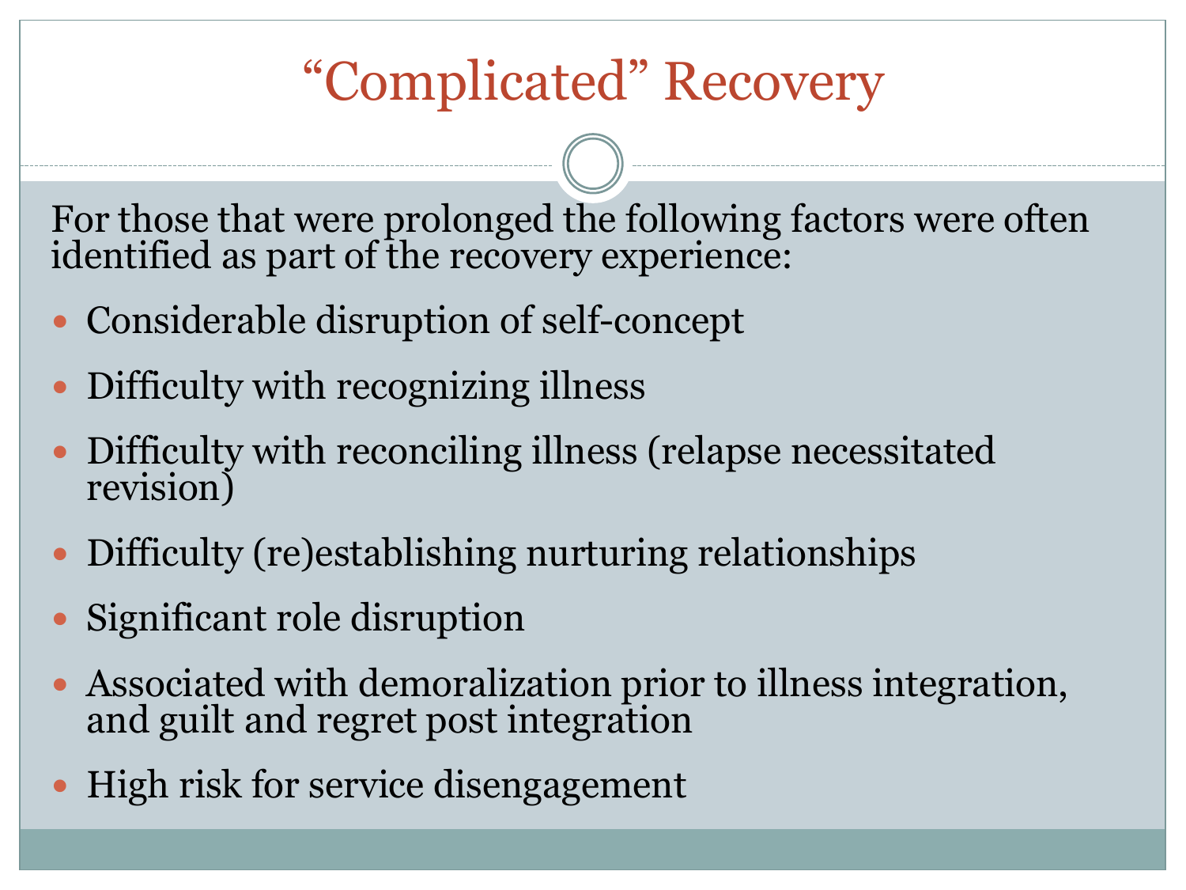# "Complicated" Recovery

For those that were prolonged the following factors were often identified as part of the recovery experience:

- Considerable disruption of self-concept
- Difficulty with recognizing illness
- Difficulty with reconciling illness (relapse necessitated revision)
- Difficulty (re)establishing nurturing relationships
- Significant role disruption
- Associated with demoralization prior to illness integration, and guilt and regret post integration
- High risk for service disengagement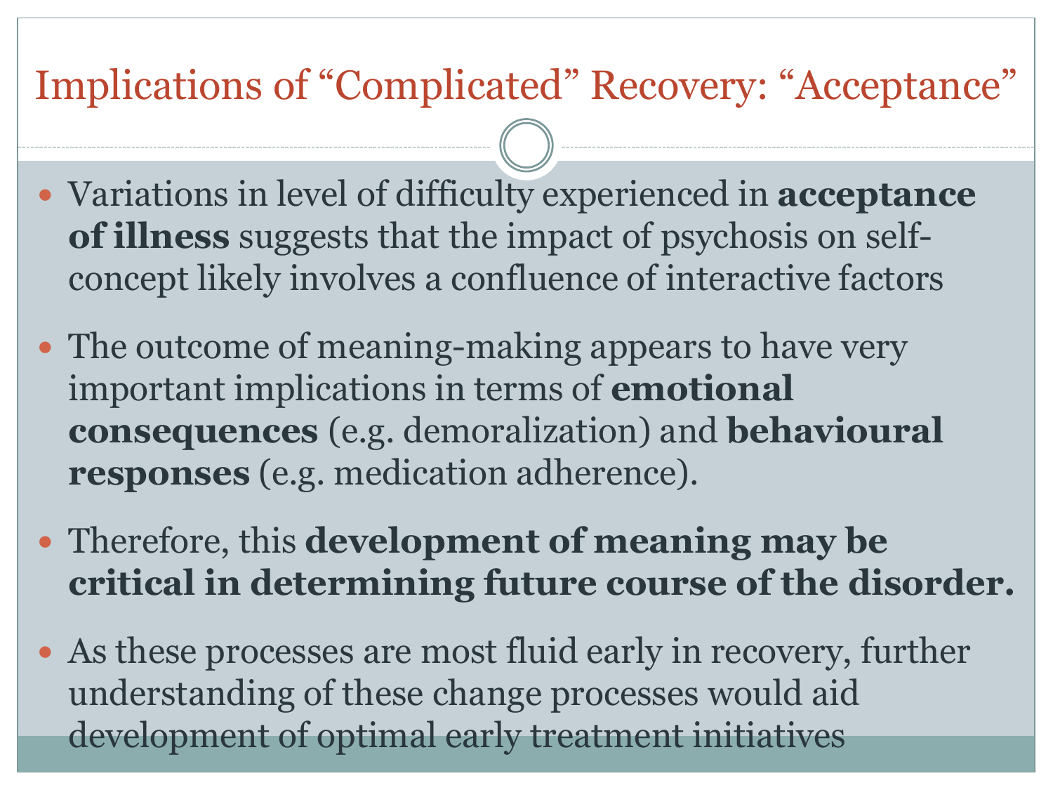# Implications of "Complicated" Recovery: "Acceptance"

- Variations in level of difficulty experienced in **acceptance of illness** suggests that the impact of psychosis on self-concept likely involves a confluence of interactive factors
- The outcome of meaning-making appears to have very important implications in terms of **emotional consequences** (e.g. demoralization) and **behavioural responses** (e.g. medication adherence).
- Therefore, this **development of meaning may be critical in determining future course of the disorder.**
- As these processes are most fluid early in recovery, further understanding of these change processes would aid development of optimal early treatment initiatives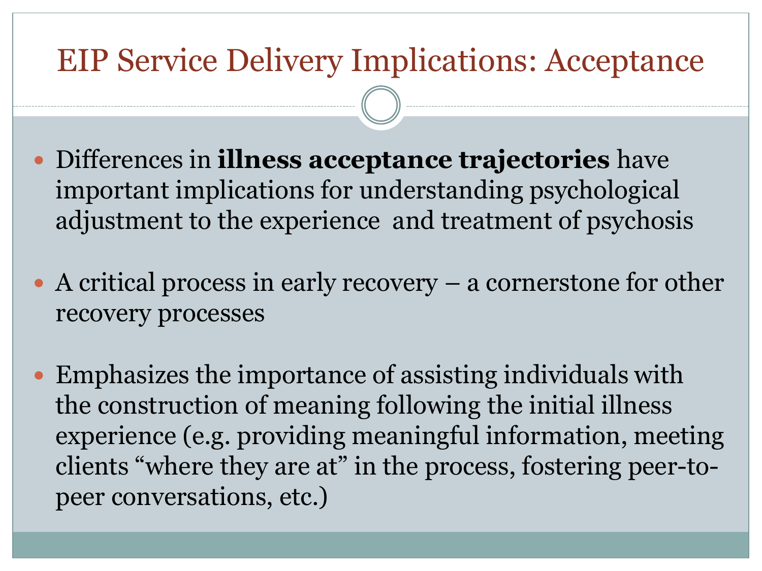# EIP Service Delivery Implications: Acceptance

- Differences in **illness acceptance trajectories** have important implications for understanding psychological adjustment to the experience and treatment of psychosis
- A critical process in early recovery – a cornerstone for other recovery processes
- Emphasizes the importance of assisting individuals with the construction of meaning following the initial illness experience (e.g. providing meaningful information, meeting clients "where they are at" in the process, fostering peer-to-peer conversations, etc.)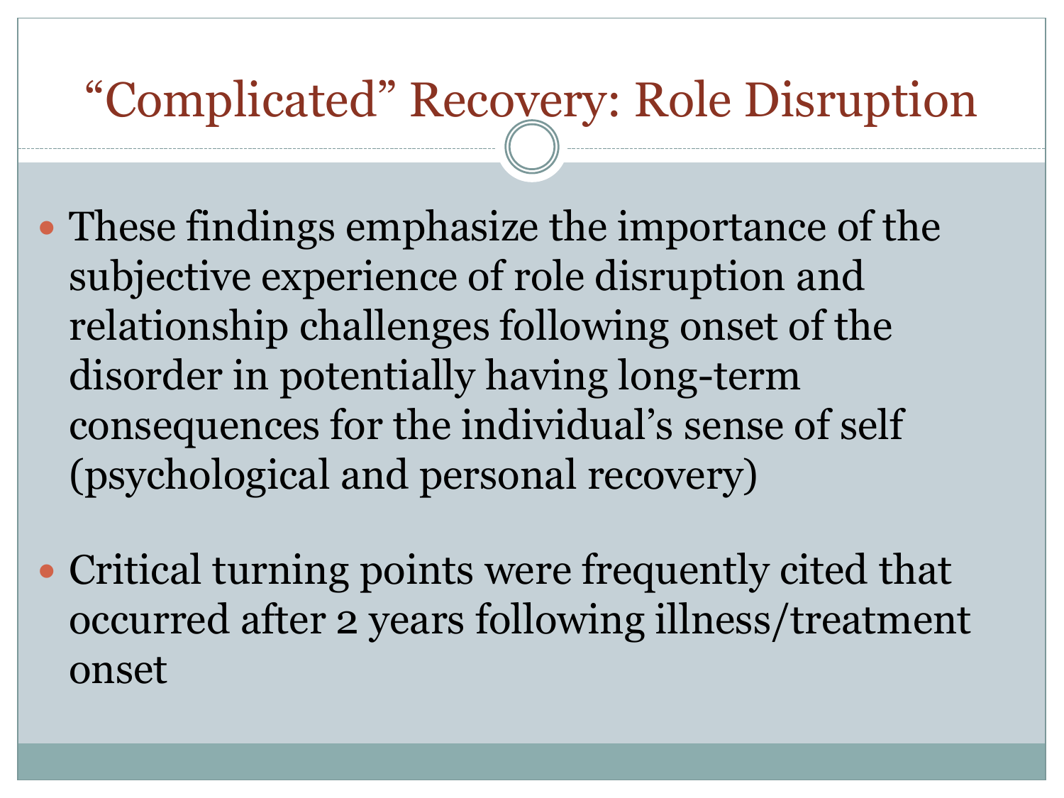# “Complicated” Recovery: Role Disruption

- These findings emphasize the importance of the subjective experience of role disruption and relationship challenges following onset of the disorder in potentially having long-term consequences for the individual’s sense of self (psychological and personal recovery)
- Critical turning points were frequently cited that occurred after 2 years following illness/treatment onset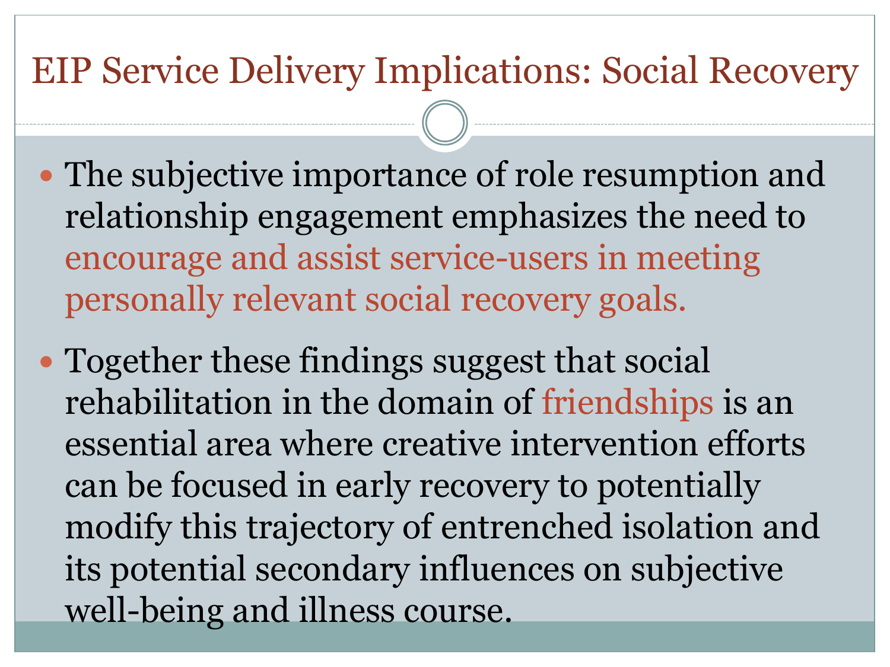# EIP Service Delivery Implications: Social Recovery

- The subjective importance of role resumption and relationship engagement emphasizes the need to encourage and assist service-users in meeting personally relevant social recovery goals.
- Together these findings suggest that social rehabilitation in the domain of friendships is an essential area where creative intervention efforts can be focused in early recovery to potentially modify this trajectory of entrenched isolation and its potential secondary influences on subjective well-being and illness course.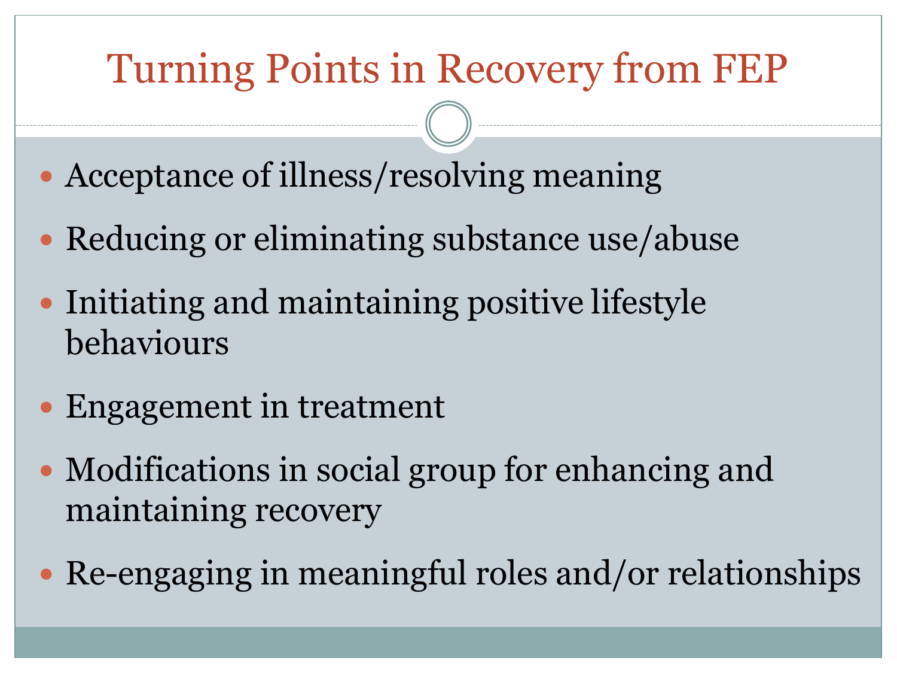# Turning Points in Recovery from FEP

- Acceptance of illness/resolving meaning
- Reducing or eliminating substance use/abuse
- Initiating and maintaining positive lifestyle behaviours
- Engagement in treatment
- Modifications in social group for enhancing and maintaining recovery
- Re-engaging in meaningful roles and/or relationships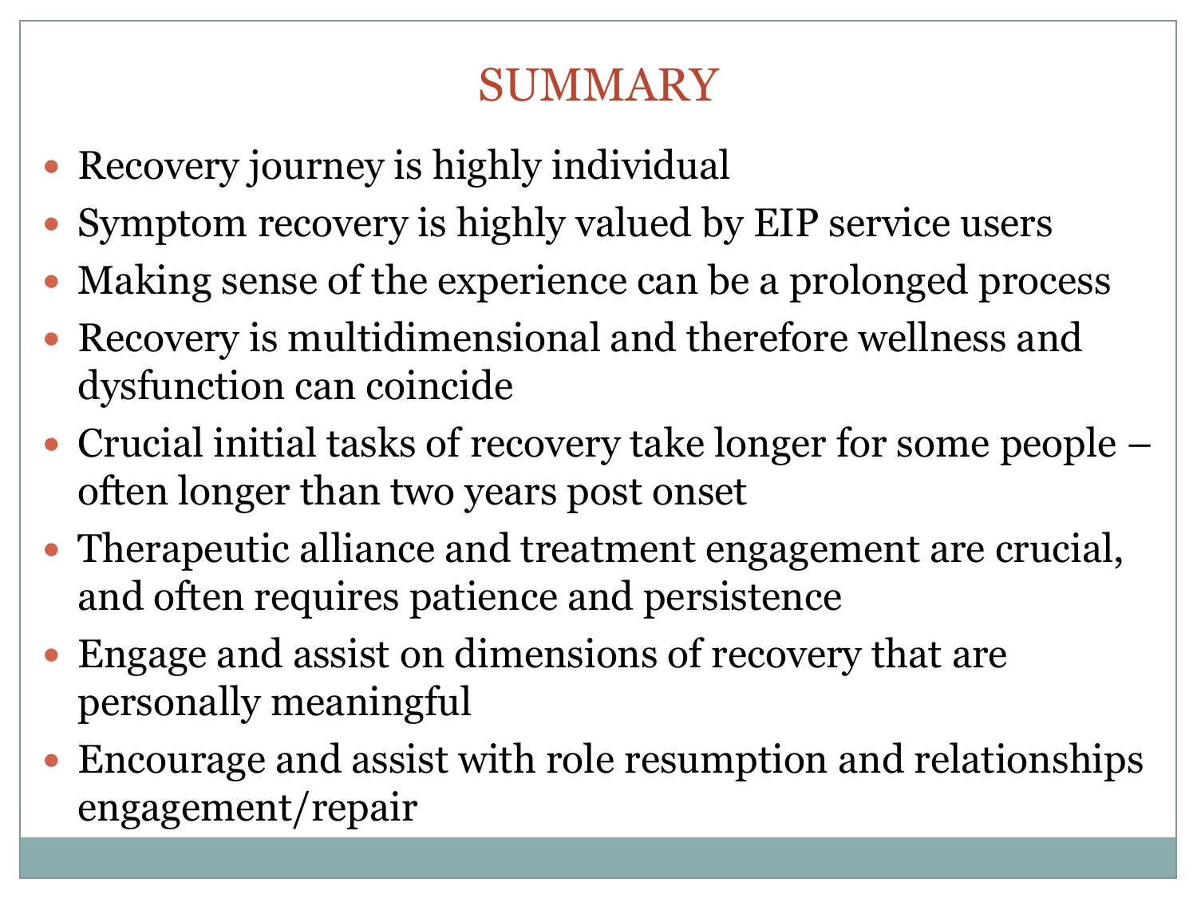# SUMMARY

- Recovery journey is highly individual
- Symptom recovery is highly valued by EIP service users
- Making sense of the experience can be a prolonged process
- Recovery is multidimensional and therefore wellness and dysfunction can coincide
- Crucial initial tasks of recovery take longer for some people – often longer than two years post onset
- Therapeutic alliance and treatment engagement are crucial, and often requires patience and persistence
- Engage and assist on dimensions of recovery that are personally meaningful
- Encourage and assist with role resumption and relationships engagement/repair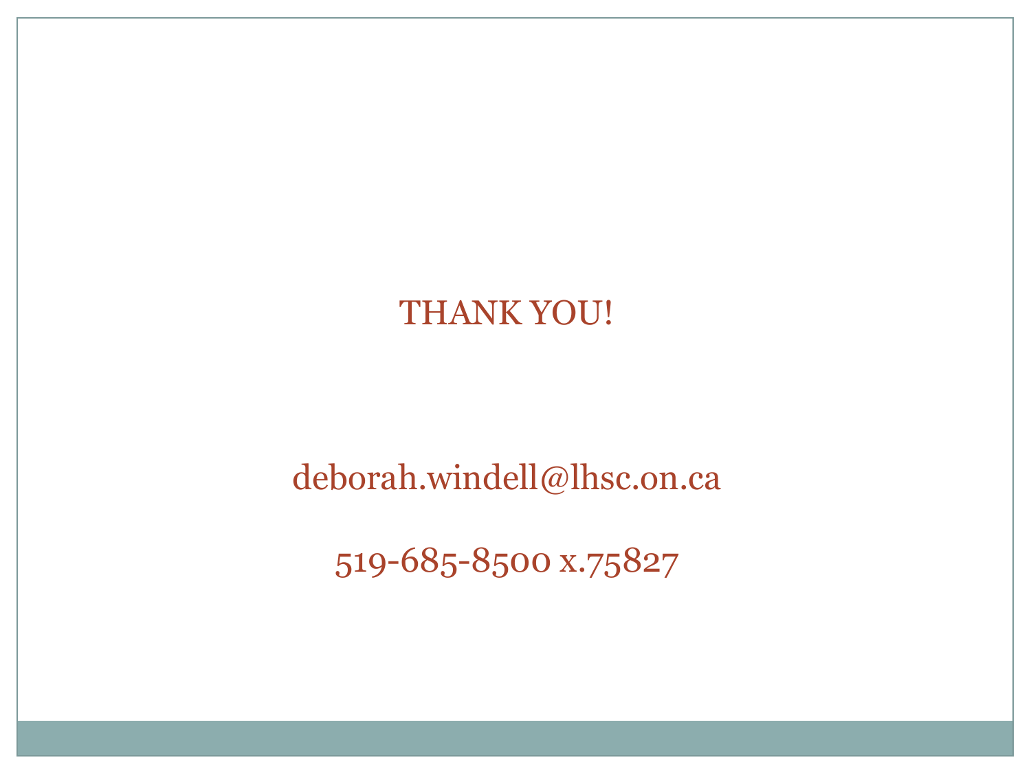THANK YOU!

deborah.windell@lhsc.on.ca

519-685-8500 x.75827